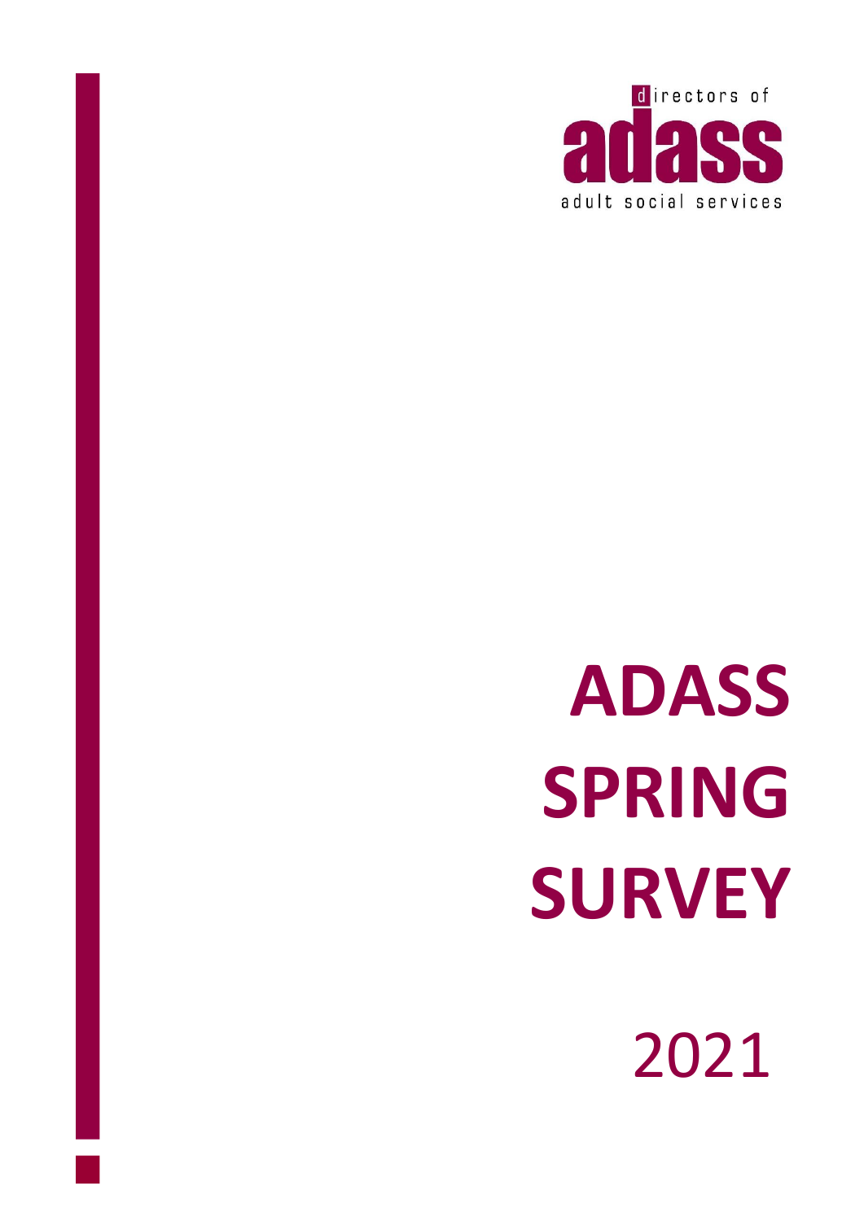directors of

adass

adult social services

# ADASS SPRING SURVEY

2021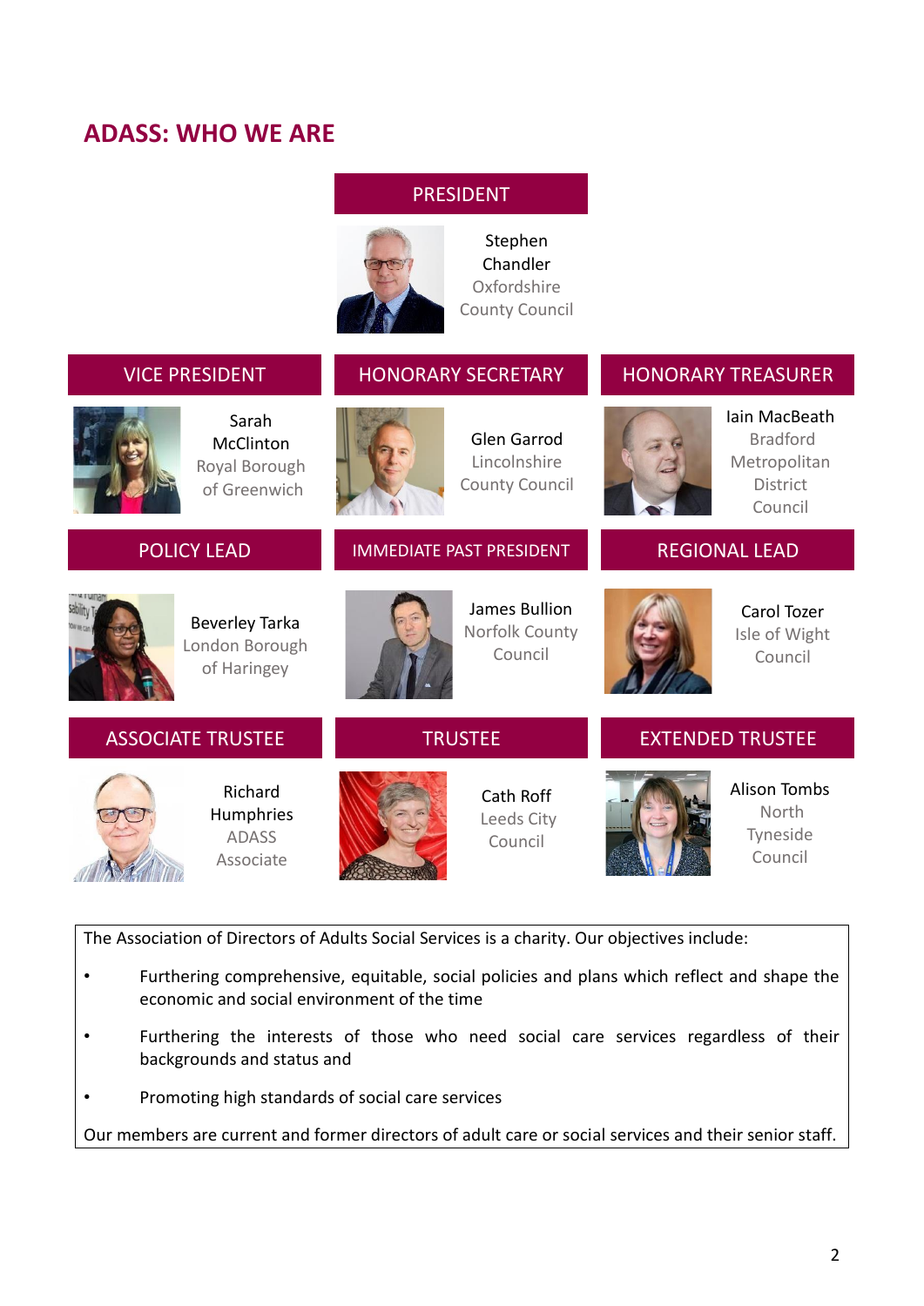## ADASS: WHO WE ARE

**PRESIDENT**

Stephen Chandler
Oxfordshire County Council

**VICE PRESIDENT**

Sarah McClinton
Royal Borough of Greenwich

**HONORARY SECRETARY**

Glen Garrod
Lincolnshire County Council

**HONORARY TREASURER**

Iain MacBeath
Bradford Metropolitan District Council

**POLICY LEAD**

Beverley Tarka
London Borough of Haringey

**IMMEDIATE PAST PRESIDENT**

James Bullion
Norfolk County Council

**REGIONAL LEAD**

Carol Tozer
Isle of Wight Council

**ASSOCIATE TRUSTEE**

Richard Humphries
ADASS Associate

**TRUSTEE**

Cath Roff
Leeds City Council

**EXTENDED TRUSTEE**

Alison Tombs
North Tyneside Council

The Association of Directors of Adults Social Services is a charity. Our objectives include:

- Furthering comprehensive, equitable, social policies and plans which reflect and shape the economic and social environment of the time
- Furthering the interests of those who need social care services regardless of their backgrounds and status and
- Promoting high standards of social care services

Our members are current and former directors of adult care or social services and their senior staff.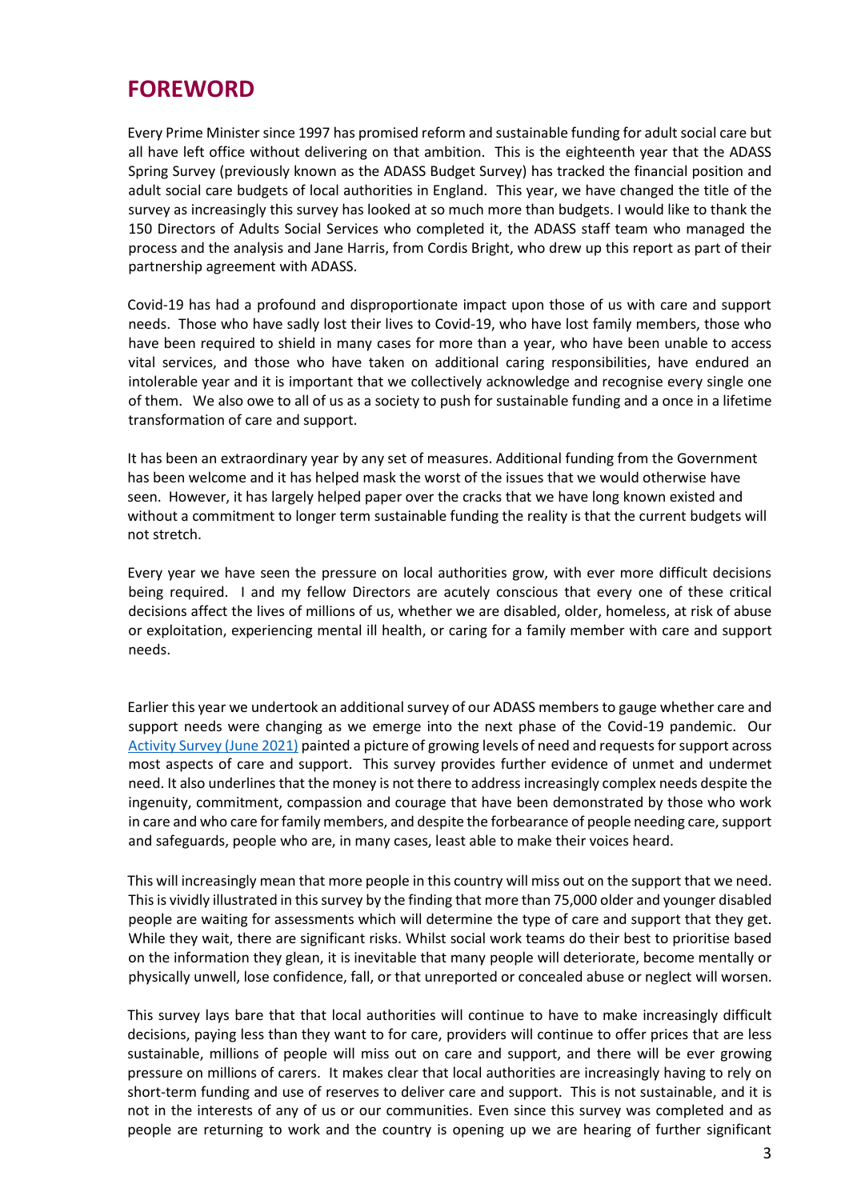# FOREWORD

Every Prime Minister since 1997 has promised reform and sustainable funding for adult social care but all have left office without delivering on that ambition. This is the eighteenth year that the ADASS Spring Survey (previously known as the ADASS Budget Survey) has tracked the financial position and adult social care budgets of local authorities in England. This year, we have changed the title of the survey as increasingly this survey has looked at so much more than budgets. I would like to thank the 150 Directors of Adults Social Services who completed it, the ADASS staff team who managed the process and the analysis and Jane Harris, from Cordis Bright, who drew up this report as part of their partnership agreement with ADASS.

Covid-19 has had a profound and disproportionate impact upon those of us with care and support needs. Those who have sadly lost their lives to Covid-19, who have lost family members, those who have been required to shield in many cases for more than a year, who have been unable to access vital services, and those who have taken on additional caring responsibilities, have endured an intolerable year and it is important that we collectively acknowledge and recognise every single one of them. We also owe to all of us as a society to push for sustainable funding and a once in a lifetime transformation of care and support.

It has been an extraordinary year by any set of measures. Additional funding from the Government has been welcome and it has helped mask the worst of the issues that we would otherwise have seen. However, it has largely helped paper over the cracks that we have long known existed and without a commitment to longer term sustainable funding the reality is that the current budgets will not stretch.

Every year we have seen the pressure on local authorities grow, with ever more difficult decisions being required. I and my fellow Directors are acutely conscious that every one of these critical decisions affect the lives of millions of us, whether we are disabled, older, homeless, at risk of abuse or exploitation, experiencing mental ill health, or caring for a family member with care and support needs.

Earlier this year we undertook an additional survey of our ADASS members to gauge whether care and support needs were changing as we emerge into the next phase of the Covid-19 pandemic. Our [Activity Survey (June 2021)] painted a picture of growing levels of need and requests for support across most aspects of care and support. This survey provides further evidence of unmet and undermet need. It also underlines that the money is not there to address increasingly complex needs despite the ingenuity, commitment, compassion and courage that have been demonstrated by those who work in care and who care for family members, and despite the forbearance of people needing care, support and safeguards, people who are, in many cases, least able to make their voices heard.

This will increasingly mean that more people in this country will miss out on the support that we need. This is vividly illustrated in this survey by the finding that more than 75,000 older and younger disabled people are waiting for assessments which will determine the type of care and support that they get. While they wait, there are significant risks. Whilst social work teams do their best to prioritise based on the information they glean, it is inevitable that many people will deteriorate, become mentally or physically unwell, lose confidence, fall, or that unreported or concealed abuse or neglect will worsen.

This survey lays bare that that local authorities will continue to have to make increasingly difficult decisions, paying less than they want to for care, providers will continue to offer prices that are less sustainable, millions of people will miss out on care and support, and there will be ever growing pressure on millions of carers. It makes clear that local authorities are increasingly having to rely on short-term funding and use of reserves to deliver care and support. This is not sustainable, and it is not in the interests of any of us or our communities. Even since this survey was completed and as people are returning to work and the country is opening up we are hearing of further significant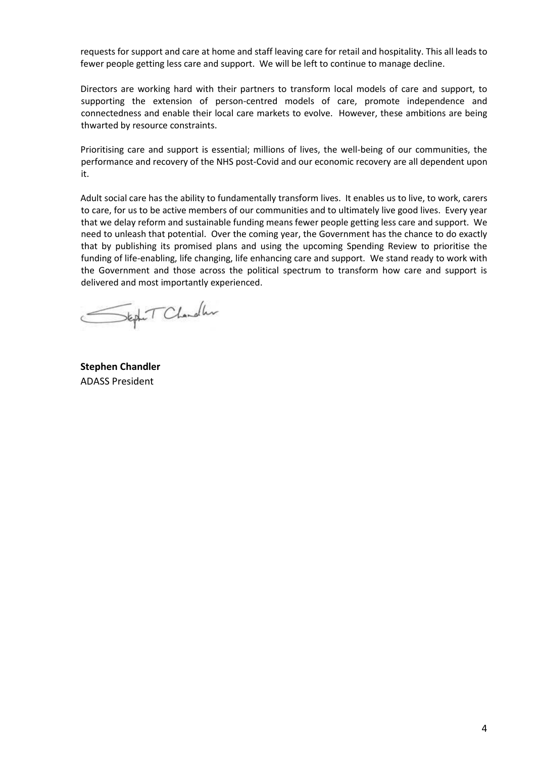requests for support and care at home and staff leaving care for retail and hospitality. This all leads to fewer people getting less care and support. We will be left to continue to manage decline.

Directors are working hard with their partners to transform local models of care and support, to supporting the extension of person-centred models of care, promote independence and connectedness and enable their local care markets to evolve. However, these ambitions are being thwarted by resource constraints.

Prioritising care and support is essential; millions of lives, the well-being of our communities, the performance and recovery of the NHS post-Covid and our economic recovery are all dependent upon it.

Adult social care has the ability to fundamentally transform lives. It enables us to live, to work, carers to care, for us to be active members of our communities and to ultimately live good lives. Every year that we delay reform and sustainable funding means fewer people getting less care and support. We need to unleash that potential. Over the coming year, the Government has the chance to do exactly that by publishing its promised plans and using the upcoming Spending Review to prioritise the funding of life-enabling, life changing, life enhancing care and support. We stand ready to work with the Government and those across the political spectrum to transform how care and support is delivered and most importantly experienced.

**Stephen Chandler**
ADASS President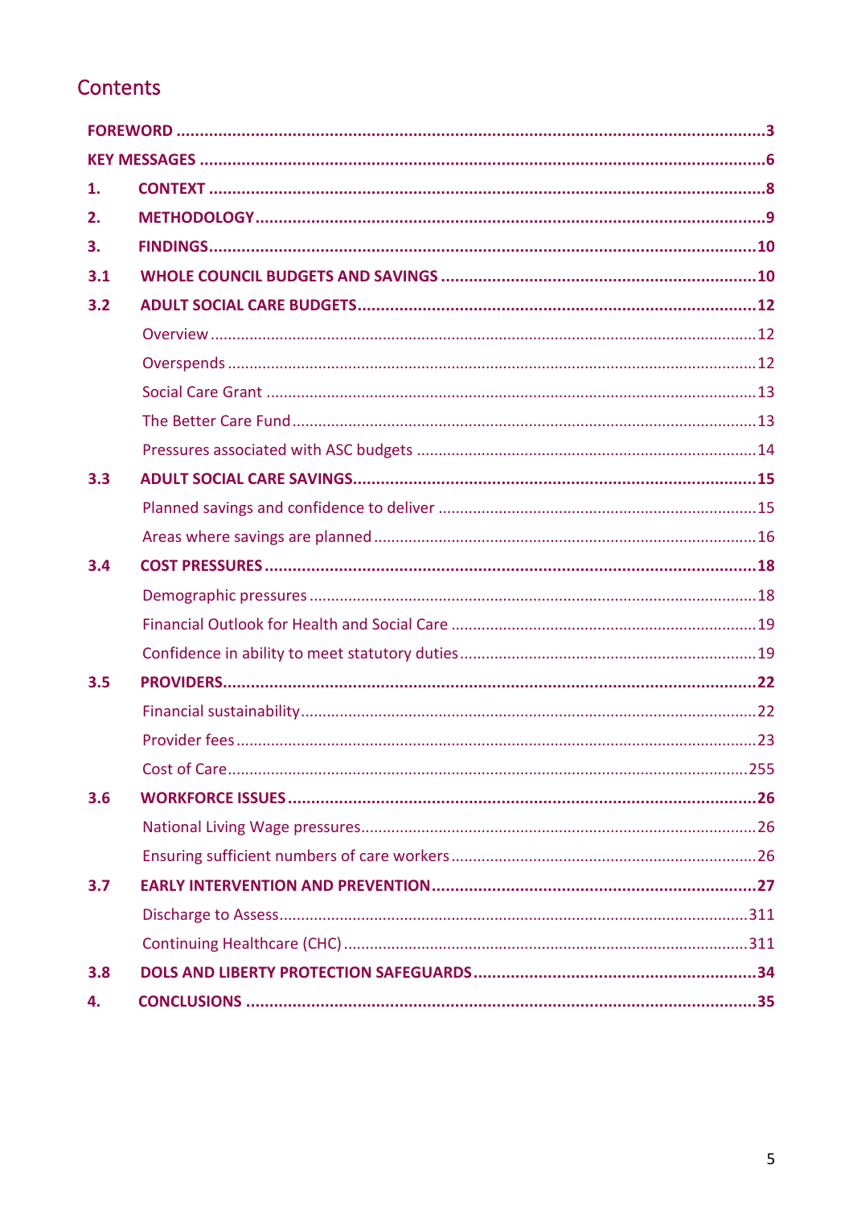## Contents

| | | |
|---|---|---|
| **FOREWORD** | | **3** |
| **KEY MESSAGES** | | **6** |
| **1.** | **CONTEXT** | **8** |
| **2.** | **METHODOLOGY** | **9** |
| **3.** | **FINDINGS** | **10** |
| **3.1** | **WHOLE COUNCIL BUDGETS AND SAVINGS** | **10** |
| **3.2** | **ADULT SOCIAL CARE BUDGETS** | **12** |
| | Overview | 12 |
| | Overspends | 12 |
| | Social Care Grant | 13 |
| | The Better Care Fund | 13 |
| | Pressures associated with ASC budgets | 14 |
| **3.3** | **ADULT SOCIAL CARE SAVINGS** | **15** |
| | Planned savings and confidence to deliver | 15 |
| | Areas where savings are planned | 16 |
| **3.4** | **COST PRESSURES** | **18** |
| | Demographic pressures | 18 |
| | Financial Outlook for Health and Social Care | 19 |
| | Confidence in ability to meet statutory duties | 19 |
| **3.5** | **PROVIDERS** | **22** |
| | Financial sustainability | 22 |
| | Provider fees | 23 |
| | Cost of Care | 255 |
| **3.6** | **WORKFORCE ISSUES** | **26** |
| | National Living Wage pressures | 26 |
| | Ensuring sufficient numbers of care workers | 26 |
| **3.7** | **EARLY INTERVENTION AND PREVENTION** | **27** |
| | Discharge to Assess | 311 |
| | Continuing Healthcare (CHC) | 311 |
| **3.8** | **DOLS AND LIBERTY PROTECTION SAFEGUARDS** | **34** |
| **4.** | **CONCLUSIONS** | **35** |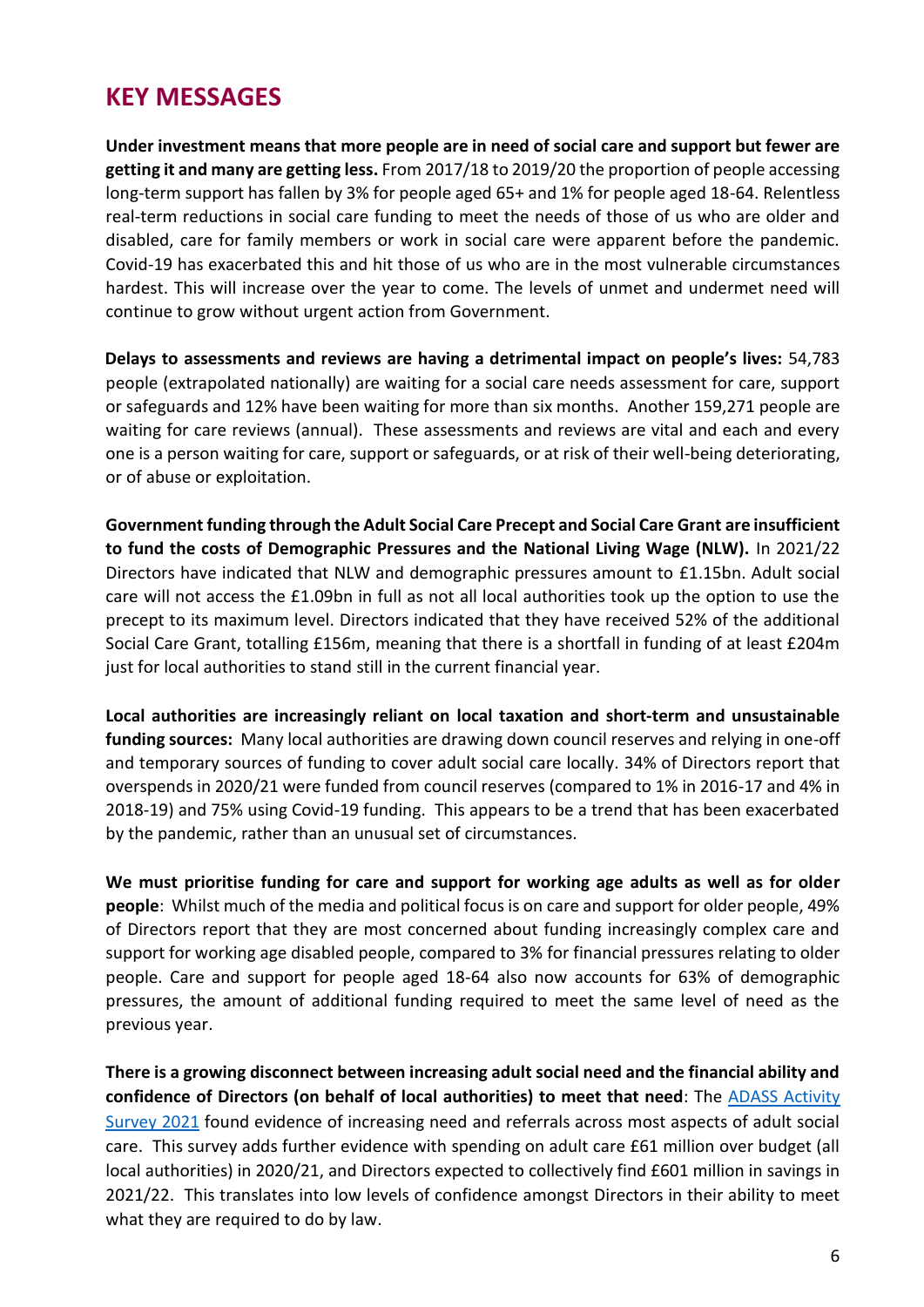# KEY MESSAGES

**Under investment means that more people are in need of social care and support but fewer are getting it and many are getting less.** From 2017/18 to 2019/20 the proportion of people accessing long-term support has fallen by 3% for people aged 65+ and 1% for people aged 18-64. Relentless real-term reductions in social care funding to meet the needs of those of us who are older and disabled, care for family members or work in social care were apparent before the pandemic. Covid-19 has exacerbated this and hit those of us who are in the most vulnerable circumstances hardest. This will increase over the year to come. The levels of unmet and undermet need will continue to grow without urgent action from Government.

**Delays to assessments and reviews are having a detrimental impact on people's lives:** 54,783 people (extrapolated nationally) are waiting for a social care needs assessment for care, support or safeguards and 12% have been waiting for more than six months. Another 159,271 people are waiting for care reviews (annual). These assessments and reviews are vital and each and every one is a person waiting for care, support or safeguards, or at risk of their well-being deteriorating, or of abuse or exploitation.

**Government funding through the Adult Social Care Precept and Social Care Grant are insufficient to fund the costs of Demographic Pressures and the National Living Wage (NLW).** In 2021/22 Directors have indicated that NLW and demographic pressures amount to £1.15bn. Adult social care will not access the £1.09bn in full as not all local authorities took up the option to use the precept to its maximum level. Directors indicated that they have received 52% of the additional Social Care Grant, totalling £156m, meaning that there is a shortfall in funding of at least £204m just for local authorities to stand still in the current financial year.

**Local authorities are increasingly reliant on local taxation and short-term and unsustainable funding sources:** Many local authorities are drawing down council reserves and relying in one-off and temporary sources of funding to cover adult social care locally. 34% of Directors report that overspends in 2020/21 were funded from council reserves (compared to 1% in 2016-17 and 4% in 2018-19) and 75% using Covid-19 funding. This appears to be a trend that has been exacerbated by the pandemic, rather than an unusual set of circumstances.

**We must prioritise funding for care and support for working age adults as well as for older people**: Whilst much of the media and political focus is on care and support for older people, 49% of Directors report that they are most concerned about funding increasingly complex care and support for working age disabled people, compared to 3% for financial pressures relating to older people. Care and support for people aged 18-64 also now accounts for 63% of demographic pressures, the amount of additional funding required to meet the same level of need as the previous year.

**There is a growing disconnect between increasing adult social need and the financial ability and confidence of Directors (on behalf of local authorities) to meet that need**: The [ADASS Activity Survey 2021] found evidence of increasing need and referrals across most aspects of adult social care. This survey adds further evidence with spending on adult care £61 million over budget (all local authorities) in 2020/21, and Directors expected to collectively find £601 million in savings in 2021/22. This translates into low levels of confidence amongst Directors in their ability to meet what they are required to do by law.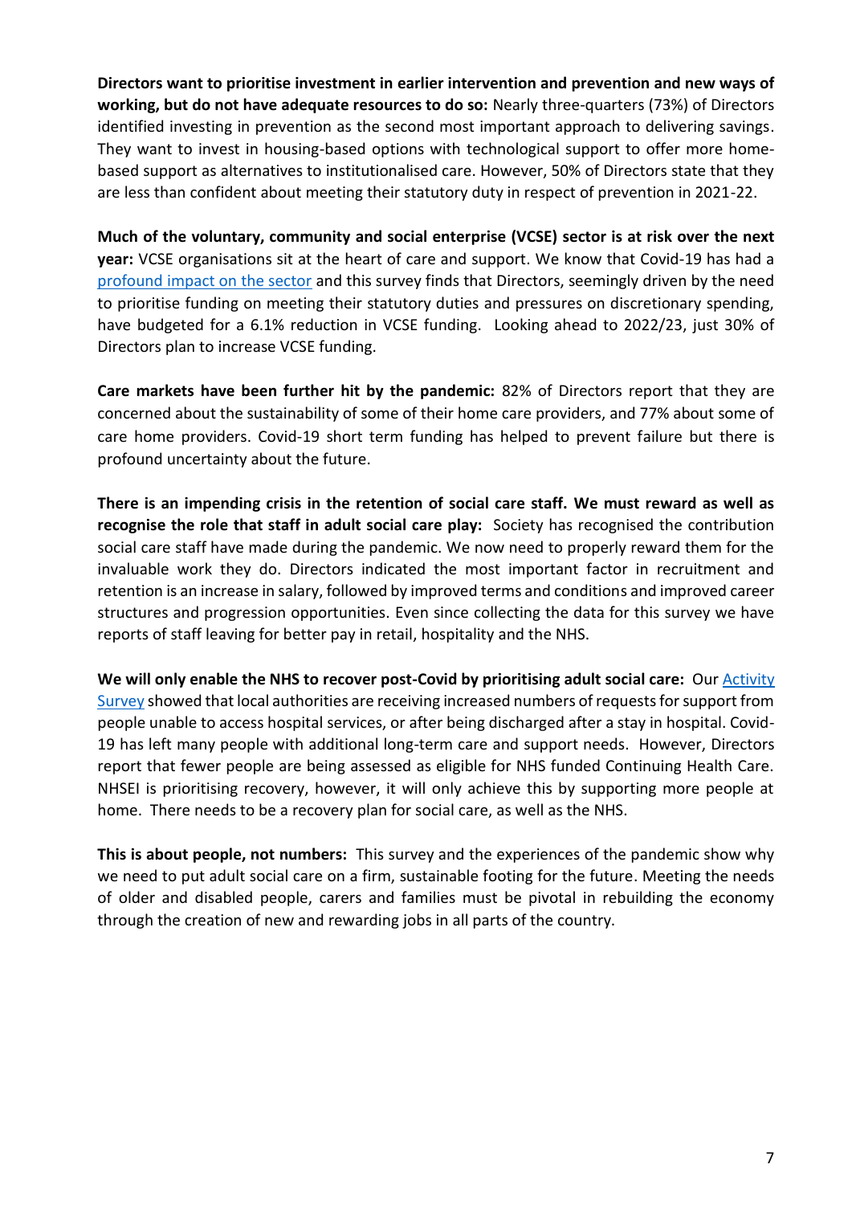**Directors want to prioritise investment in earlier intervention and prevention and new ways of working, but do not have adequate resources to do so:** Nearly three-quarters (73%) of Directors identified investing in prevention as the second most important approach to delivering savings. They want to invest in housing-based options with technological support to offer more home-based support as alternatives to institutionalised care. However, 50% of Directors state that they are less than confident about meeting their statutory duty in respect of prevention in 2021-22.

**Much of the voluntary, community and social enterprise (VCSE) sector is at risk over the next year:** VCSE organisations sit at the heart of care and support. We know that Covid-19 has had a profound impact on the sector and this survey finds that Directors, seemingly driven by the need to prioritise funding on meeting their statutory duties and pressures on discretionary spending, have budgeted for a 6.1% reduction in VCSE funding. Looking ahead to 2022/23, just 30% of Directors plan to increase VCSE funding.

**Care markets have been further hit by the pandemic:** 82% of Directors report that they are concerned about the sustainability of some of their home care providers, and 77% about some of care home providers. Covid-19 short term funding has helped to prevent failure but there is profound uncertainty about the future.

**There is an impending crisis in the retention of social care staff. We must reward as well as recognise the role that staff in adult social care play:** Society has recognised the contribution social care staff have made during the pandemic. We now need to properly reward them for the invaluable work they do. Directors indicated the most important factor in recruitment and retention is an increase in salary, followed by improved terms and conditions and improved career structures and progression opportunities. Even since collecting the data for this survey we have reports of staff leaving for better pay in retail, hospitality and the NHS.

**We will only enable the NHS to recover post-Covid by prioritising adult social care:** Our Activity Survey showed that local authorities are receiving increased numbers of requests for support from people unable to access hospital services, or after being discharged after a stay in hospital. Covid-19 has left many people with additional long-term care and support needs. However, Directors report that fewer people are being assessed as eligible for NHS funded Continuing Health Care. NHSEI is prioritising recovery, however, it will only achieve this by supporting more people at home. There needs to be a recovery plan for social care, as well as the NHS.

**This is about people, not numbers:** This survey and the experiences of the pandemic show why we need to put adult social care on a firm, sustainable footing for the future. Meeting the needs of older and disabled people, carers and families must be pivotal in rebuilding the economy through the creation of new and rewarding jobs in all parts of the country.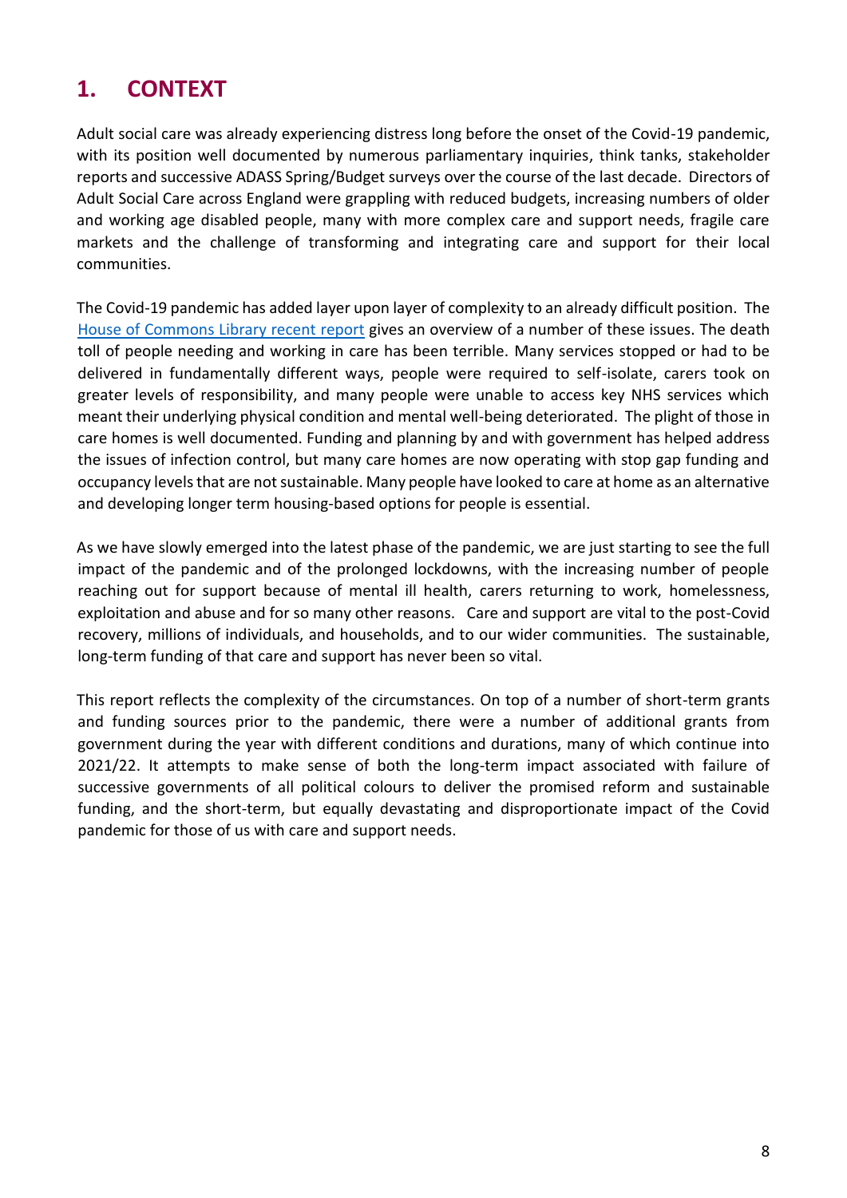# 1. CONTEXT

Adult social care was already experiencing distress long before the onset of the Covid-19 pandemic, with its position well documented by numerous parliamentary inquiries, think tanks, stakeholder reports and successive ADASS Spring/Budget surveys over the course of the last decade. Directors of Adult Social Care across England were grappling with reduced budgets, increasing numbers of older and working age disabled people, many with more complex care and support needs, fragile care markets and the challenge of transforming and integrating care and support for their local communities.

The Covid-19 pandemic has added layer upon layer of complexity to an already difficult position. The House of Commons Library recent report gives an overview of a number of these issues. The death toll of people needing and working in care has been terrible. Many services stopped or had to be delivered in fundamentally different ways, people were required to self-isolate, carers took on greater levels of responsibility, and many people were unable to access key NHS services which meant their underlying physical condition and mental well-being deteriorated. The plight of those in care homes is well documented. Funding and planning by and with government has helped address the issues of infection control, but many care homes are now operating with stop gap funding and occupancy levels that are not sustainable. Many people have looked to care at home as an alternative and developing longer term housing-based options for people is essential.

As we have slowly emerged into the latest phase of the pandemic, we are just starting to see the full impact of the pandemic and of the prolonged lockdowns, with the increasing number of people reaching out for support because of mental ill health, carers returning to work, homelessness, exploitation and abuse and for so many other reasons. Care and support are vital to the post-Covid recovery, millions of individuals, and households, and to our wider communities. The sustainable, long-term funding of that care and support has never been so vital.

This report reflects the complexity of the circumstances. On top of a number of short-term grants and funding sources prior to the pandemic, there were a number of additional grants from government during the year with different conditions and durations, many of which continue into 2021/22. It attempts to make sense of both the long-term impact associated with failure of successive governments of all political colours to deliver the promised reform and sustainable funding, and the short-term, but equally devastating and disproportionate impact of the Covid pandemic for those of us with care and support needs.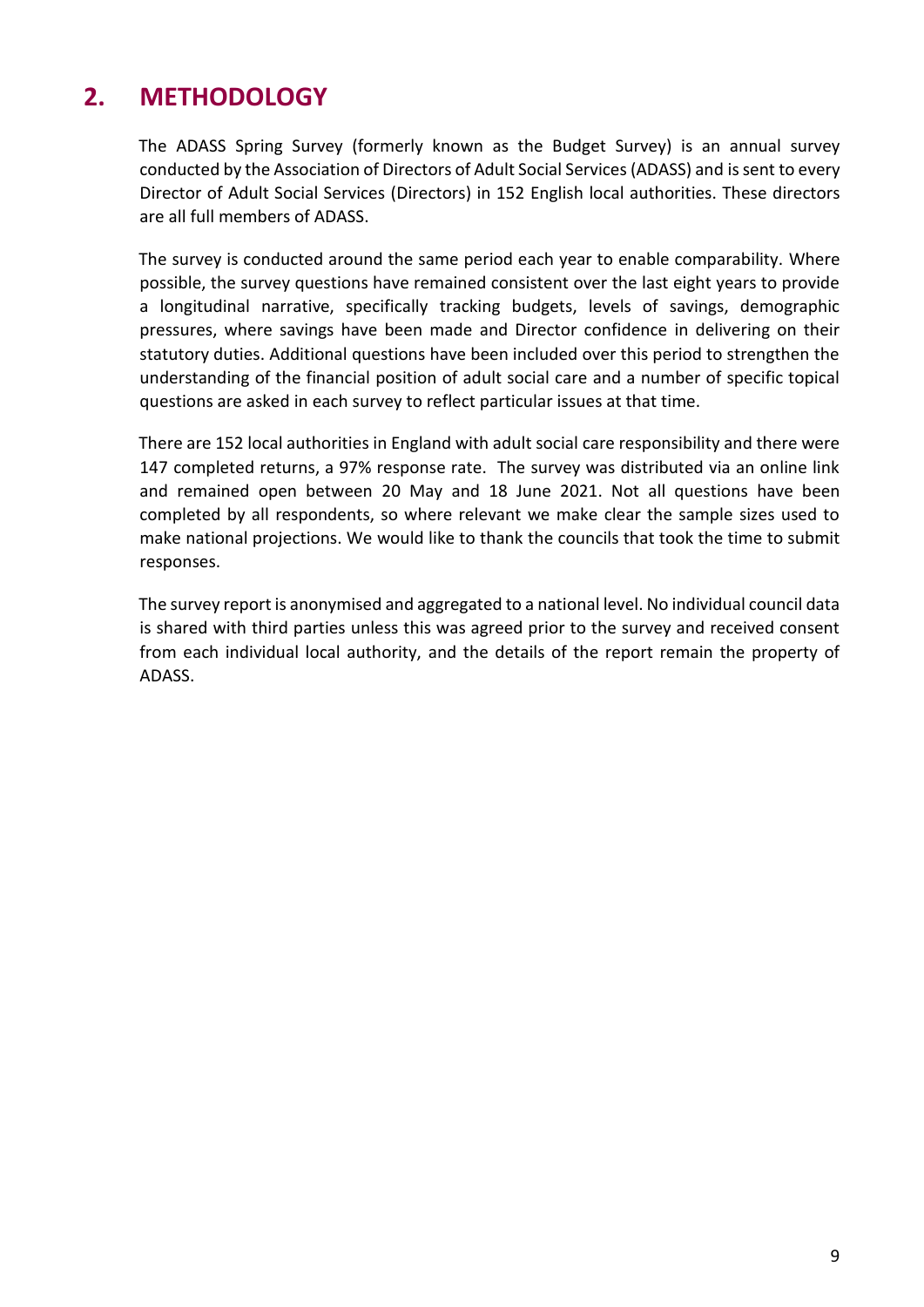## 2. METHODOLOGY

The ADASS Spring Survey (formerly known as the Budget Survey) is an annual survey conducted by the Association of Directors of Adult Social Services (ADASS) and is sent to every Director of Adult Social Services (Directors) in 152 English local authorities. These directors are all full members of ADASS.

The survey is conducted around the same period each year to enable comparability. Where possible, the survey questions have remained consistent over the last eight years to provide a longitudinal narrative, specifically tracking budgets, levels of savings, demographic pressures, where savings have been made and Director confidence in delivering on their statutory duties. Additional questions have been included over this period to strengthen the understanding of the financial position of adult social care and a number of specific topical questions are asked in each survey to reflect particular issues at that time.

There are 152 local authorities in England with adult social care responsibility and there were 147 completed returns, a 97% response rate. The survey was distributed via an online link and remained open between 20 May and 18 June 2021. Not all questions have been completed by all respondents, so where relevant we make clear the sample sizes used to make national projections. We would like to thank the councils that took the time to submit responses.

The survey report is anonymised and aggregated to a national level. No individual council data is shared with third parties unless this was agreed prior to the survey and received consent from each individual local authority, and the details of the report remain the property of ADASS.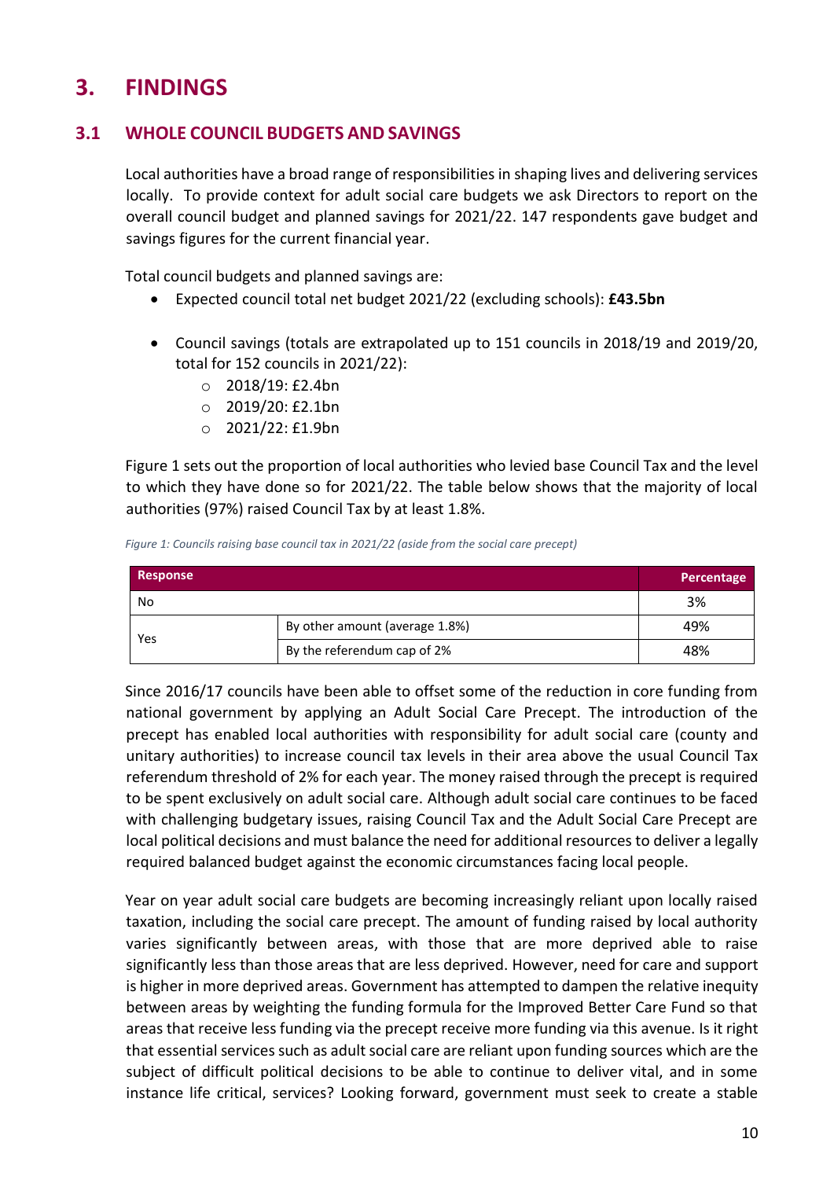# 3. FINDINGS

## 3.1 WHOLE COUNCIL BUDGETS AND SAVINGS

Local authorities have a broad range of responsibilities in shaping lives and delivering services locally. To provide context for adult social care budgets we ask Directors to report on the overall council budget and planned savings for 2021/22. 147 respondents gave budget and savings figures for the current financial year.

Total council budgets and planned savings are:

- Expected council total net budget 2021/22 (excluding schools): **£43.5bn**
- Council savings (totals are extrapolated up to 151 councils in 2018/19 and 2019/20, total for 152 councils in 2021/22):
    - 2018/19: £2.4bn
    - 2019/20: £2.1bn
    - 2021/22: £1.9bn

Figure 1 sets out the proportion of local authorities who levied base Council Tax and the level to which they have done so for 2021/22. The table below shows that the majority of local authorities (97%) raised Council Tax by at least 1.8%.

*Figure 1: Councils raising base council tax in 2021/22 (aside from the social care precept)*

| Response | | Percentage |
|---|---|---|
| No | | 3% |
| Yes | By other amount (average 1.8%) | 49% |
| | By the referendum cap of 2% | 48% |

Since 2016/17 councils have been able to offset some of the reduction in core funding from national government by applying an Adult Social Care Precept. The introduction of the precept has enabled local authorities with responsibility for adult social care (county and unitary authorities) to increase council tax levels in their area above the usual Council Tax referendum threshold of 2% for each year. The money raised through the precept is required to be spent exclusively on adult social care. Although adult social care continues to be faced with challenging budgetary issues, raising Council Tax and the Adult Social Care Precept are local political decisions and must balance the need for additional resources to deliver a legally required balanced budget against the economic circumstances facing local people.

Year on year adult social care budgets are becoming increasingly reliant upon locally raised taxation, including the social care precept. The amount of funding raised by local authority varies significantly between areas, with those that are more deprived able to raise significantly less than those areas that are less deprived. However, need for care and support is higher in more deprived areas. Government has attempted to dampen the relative inequity between areas by weighting the funding formula for the Improved Better Care Fund so that areas that receive less funding via the precept receive more funding via this avenue. Is it right that essential services such as adult social care are reliant upon funding sources which are the subject of difficult political decisions to be able to continue to deliver vital, and in some instance life critical, services? Looking forward, government must seek to create a stable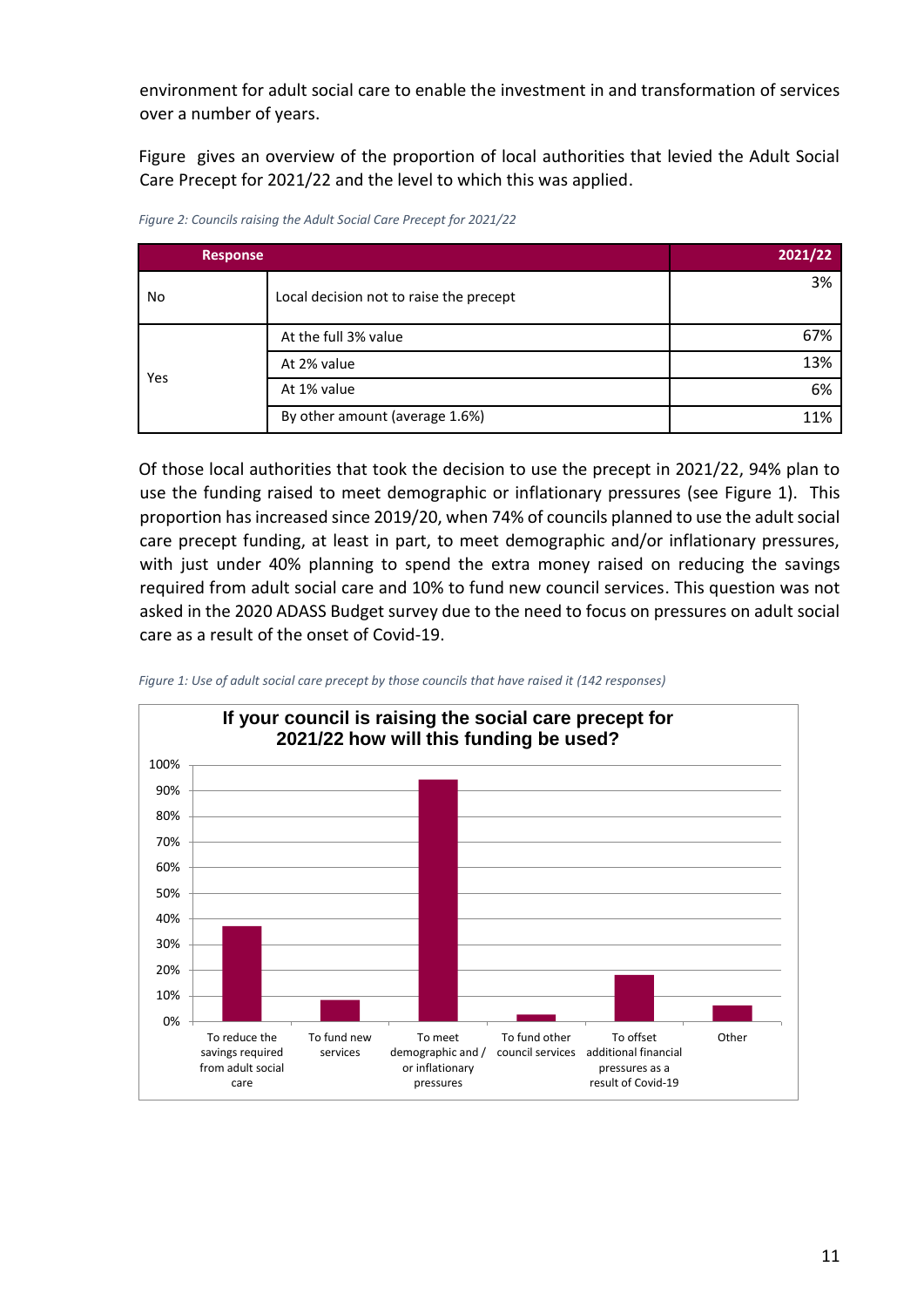environment for adult social care to enable the investment in and transformation of services over a number of years.

Figure gives an overview of the proportion of local authorities that levied the Adult Social Care Precept for 2021/22 and the level to which this was applied.

*Figure 2: Councils raising the Adult Social Care Precept for 2021/22*

| Response | | 2021/22 |
|---|---|---|
| No | Local decision not to raise the precept | 3% |
| Yes | At the full 3% value | 67% |
| | At 2% value | 13% |
| | At 1% value | 6% |
| | By other amount (average 1.6%) | 11% |

Of those local authorities that took the decision to use the precept in 2021/22, 94% plan to use the funding raised to meet demographic or inflationary pressures (see Figure 1). This proportion has increased since 2019/20, when 74% of councils planned to use the adult social care precept funding, at least in part, to meet demographic and/or inflationary pressures, with just under 40% planning to spend the extra money raised on reducing the savings required from adult social care and 10% to fund new council services. This question was not asked in the 2020 ADASS Budget survey due to the need to focus on pressures on adult social care as a result of the onset of Covid-19.

*Figure 1: Use of adult social care precept by those councils that have raised it (142 responses)*

**If your council is raising the social care precept for 2021/22 how will this funding be used?**

| Use | Approx. % |
|---|---|
| To reduce the savings required from adult social care | 37% |
| To fund new services | 8% |
| To meet demographic and / or inflationary pressures | 94% |
| To fund other council services | 3% |
| To offset additional financial pressures as a result of Covid-19 | 18% |
| Other | 6% |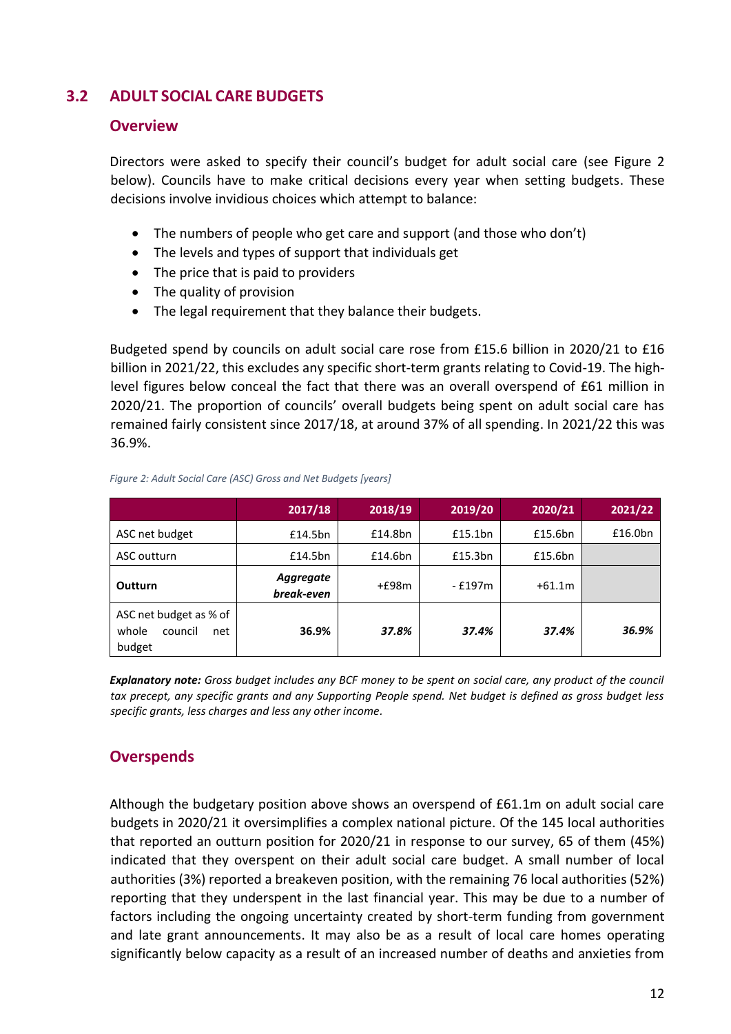## 3.2 ADULT SOCIAL CARE BUDGETS

### Overview

Directors were asked to specify their council's budget for adult social care (see Figure 2 below). Councils have to make critical decisions every year when setting budgets. These decisions involve invidious choices which attempt to balance:

- The numbers of people who get care and support (and those who don't)
- The levels and types of support that individuals get
- The price that is paid to providers
- The quality of provision
- The legal requirement that they balance their budgets.

Budgeted spend by councils on adult social care rose from £15.6 billion in 2020/21 to £16 billion in 2021/22, this excludes any specific short-term grants relating to Covid-19. The high-level figures below conceal the fact that there was an overall overspend of £61 million in 2020/21. The proportion of councils' overall budgets being spent on adult social care has remained fairly consistent since 2017/18, at around 37% of all spending. In 2021/22 this was 36.9%.

*Figure 2: Adult Social Care (ASC) Gross and Net Budgets [years]*

| | 2017/18 | 2018/19 | 2019/20 | 2020/21 | 2021/22 |
|---|---|---|---|---|---|
| ASC net budget | £14.5bn | £14.8bn | £15.1bn | £15.6bn | £16.0bn |
| ASC outturn | £14.5bn | £14.6bn | £15.3bn | £15.6bn | |
| **Outturn** | ***Aggregate break-even*** | +£98m | - £197m | +61.1m | |
| ASC net budget as % of whole council net budget | **36.9%** | ***37.8%*** | ***37.4%*** | ***37.4%*** | ***36.9%*** |

***Explanatory note:*** *Gross budget includes any BCF money to be spent on social care, any product of the council tax precept, any specific grants and any Supporting People spend. Net budget is defined as gross budget less specific grants, less charges and less any other income.*

### Overspends

Although the budgetary position above shows an overspend of £61.1m on adult social care budgets in 2020/21 it oversimplifies a complex national picture. Of the 145 local authorities that reported an outturn position for 2020/21 in response to our survey, 65 of them (45%) indicated that they overspent on their adult social care budget. A small number of local authorities (3%) reported a breakeven position, with the remaining 76 local authorities (52%) reporting that they underspent in the last financial year. This may be due to a number of factors including the ongoing uncertainty created by short-term funding from government and late grant announcements. It may also be as a result of local care homes operating significantly below capacity as a result of an increased number of deaths and anxieties from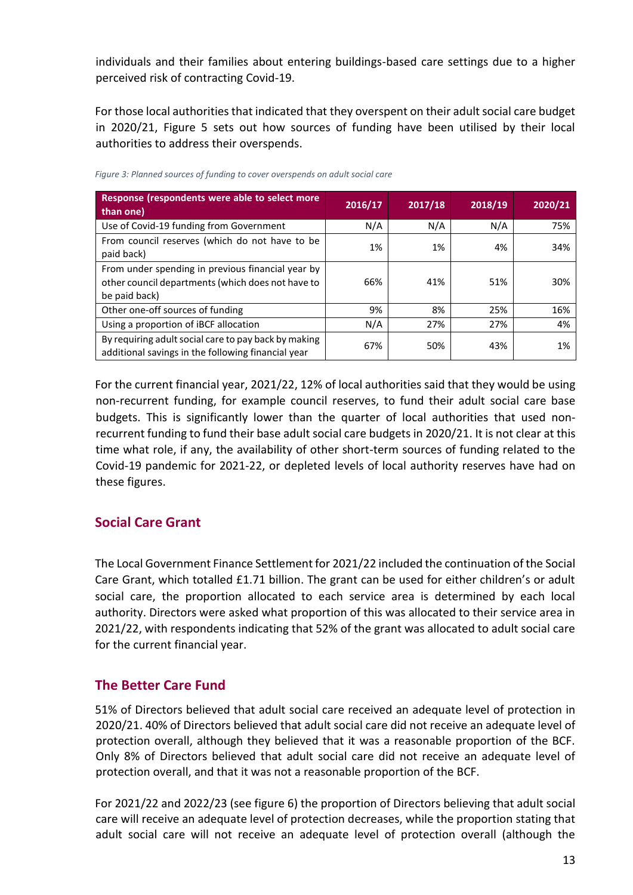individuals and their families about entering buildings-based care settings due to a higher perceived risk of contracting Covid-19.

For those local authorities that indicated that they overspent on their adult social care budget in 2020/21, Figure 5 sets out how sources of funding have been utilised by their local authorities to address their overspends.

*Figure 3: Planned sources of funding to cover overspends on adult social care*

| Response (respondents were able to select more than one) | 2016/17 | 2017/18 | 2018/19 | 2020/21 |
|---|---|---|---|---|
| Use of Covid-19 funding from Government | N/A | N/A | N/A | 75% |
| From council reserves (which do not have to be paid back) | 1% | 1% | 4% | 34% |
| From under spending in previous financial year by other council departments (which does not have to be paid back) | 66% | 41% | 51% | 30% |
| Other one-off sources of funding | 9% | 8% | 25% | 16% |
| Using a proportion of iBCF allocation | N/A | 27% | 27% | 4% |
| By requiring adult social care to pay back by making additional savings in the following financial year | 67% | 50% | 43% | 1% |

For the current financial year, 2021/22, 12% of local authorities said that they would be using non-recurrent funding, for example council reserves, to fund their adult social care base budgets. This is significantly lower than the quarter of local authorities that used non-recurrent funding to fund their base adult social care budgets in 2020/21. It is not clear at this time what role, if any, the availability of other short-term sources of funding related to the Covid-19 pandemic for 2021-22, or depleted levels of local authority reserves have had on these figures.

## Social Care Grant

The Local Government Finance Settlement for 2021/22 included the continuation of the Social Care Grant, which totalled £1.71 billion. The grant can be used for either children's or adult social care, the proportion allocated to each service area is determined by each local authority. Directors were asked what proportion of this was allocated to their service area in 2021/22, with respondents indicating that 52% of the grant was allocated to adult social care for the current financial year.

## The Better Care Fund

51% of Directors believed that adult social care received an adequate level of protection in 2020/21. 40% of Directors believed that adult social care did not receive an adequate level of protection overall, although they believed that it was a reasonable proportion of the BCF. Only 8% of Directors believed that adult social care did not receive an adequate level of protection overall, and that it was not a reasonable proportion of the BCF.

For 2021/22 and 2022/23 (see figure 6) the proportion of Directors believing that adult social care will receive an adequate level of protection decreases, while the proportion stating that adult social care will not receive an adequate level of protection overall (although the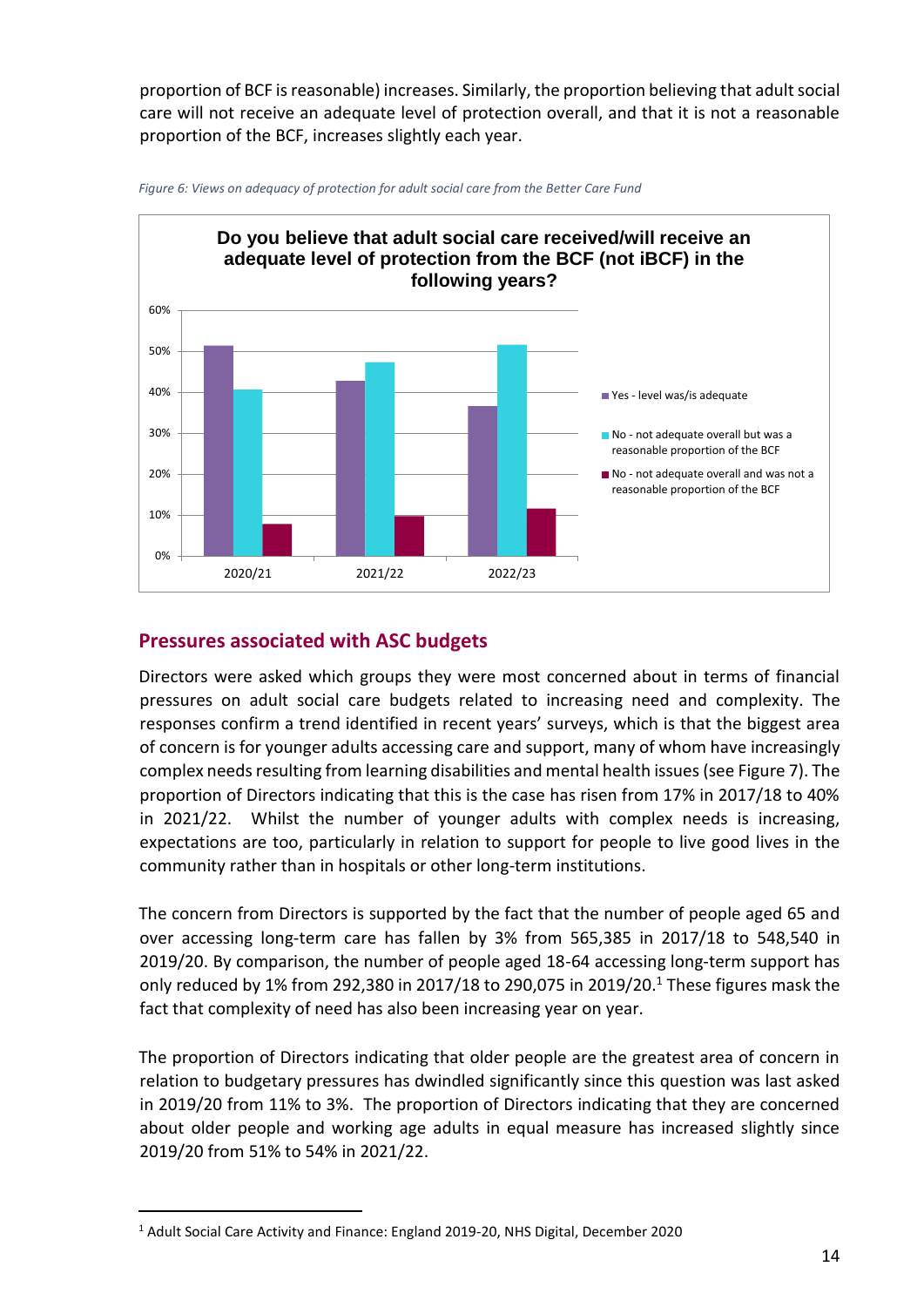proportion of BCF is reasonable) increases. Similarly, the proportion believing that adult social care will not receive an adequate level of protection overall, and that it is not a reasonable proportion of the BCF, increases slightly each year.

*Figure 6: Views on adequacy of protection for adult social care from the Better Care Fund*

## Pressures associated with ASC budgets

Directors were asked which groups they were most concerned about in terms of financial pressures on adult social care budgets related to increasing need and complexity. The responses confirm a trend identified in recent years' surveys, which is that the biggest area of concern is for younger adults accessing care and support, many of whom have increasingly complex needs resulting from learning disabilities and mental health issues (see Figure 7). The proportion of Directors indicating that this is the case has risen from 17% in 2017/18 to 40% in 2021/22. Whilst the number of younger adults with complex needs is increasing, expectations are too, particularly in relation to support for people to live good lives in the community rather than in hospitals or other long-term institutions.

The concern from Directors is supported by the fact that the number of people aged 65 and over accessing long-term care has fallen by 3% from 565,385 in 2017/18 to 548,540 in 2019/20. By comparison, the number of people aged 18-64 accessing long-term support has only reduced by 1% from 292,380 in 2017/18 to 290,075 in 2019/20.[1] These figures mask the fact that complexity of need has also been increasing year on year.

The proportion of Directors indicating that older people are the greatest area of concern in relation to budgetary pressures has dwindled significantly since this question was last asked in 2019/20 from 11% to 3%. The proportion of Directors indicating that they are concerned about older people and working age adults in equal measure has increased slightly since 2019/20 from 51% to 54% in 2021/22.

[1] Adult Social Care Activity and Finance: England 2019-20, NHS Digital, December 2020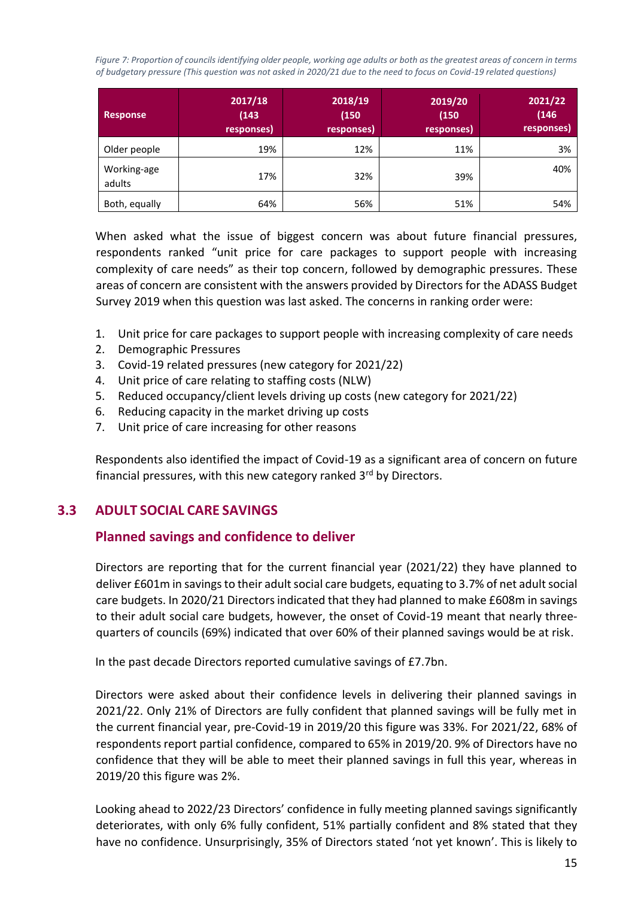*Figure 7: Proportion of councils identifying older people, working age adults or both as the greatest areas of concern in terms of budgetary pressure (This question was not asked in 2020/21 due to the need to focus on Covid-19 related questions)*

| Response | 2017/18 (143 responses) | 2018/19 (150 responses) | 2019/20 (150 responses) | 2021/22 (146 responses) |
|---|---|---|---|---|
| Older people | 19% | 12% | 11% | 3% |
| Working-age adults | 17% | 32% | 39% | 40% |
| Both, equally | 64% | 56% | 51% | 54% |

When asked what the issue of biggest concern was about future financial pressures, respondents ranked "unit price for care packages to support people with increasing complexity of care needs" as their top concern, followed by demographic pressures. These areas of concern are consistent with the answers provided by Directors for the ADASS Budget Survey 2019 when this question was last asked. The concerns in ranking order were:

1. Unit price for care packages to support people with increasing complexity of care needs
2. Demographic Pressures
3. Covid-19 related pressures (new category for 2021/22)
4. Unit price of care relating to staffing costs (NLW)
5. Reduced occupancy/client levels driving up costs (new category for 2021/22)
6. Reducing capacity in the market driving up costs
7. Unit price of care increasing for other reasons

Respondents also identified the impact of Covid-19 as a significant area of concern on future financial pressures, with this new category ranked 3rd by Directors.

## 3.3 ADULT SOCIAL CARE SAVINGS

### Planned savings and confidence to deliver

Directors are reporting that for the current financial year (2021/22) they have planned to deliver £601m in savings to their adult social care budgets, equating to 3.7% of net adult social care budgets. In 2020/21 Directors indicated that they had planned to make £608m in savings to their adult social care budgets, however, the onset of Covid-19 meant that nearly three-quarters of councils (69%) indicated that over 60% of their planned savings would be at risk.

In the past decade Directors reported cumulative savings of £7.7bn.

Directors were asked about their confidence levels in delivering their planned savings in 2021/22. Only 21% of Directors are fully confident that planned savings will be fully met in the current financial year, pre-Covid-19 in 2019/20 this figure was 33%. For 2021/22, 68% of respondents report partial confidence, compared to 65% in 2019/20. 9% of Directors have no confidence that they will be able to meet their planned savings in full this year, whereas in 2019/20 this figure was 2%.

Looking ahead to 2022/23 Directors' confidence in fully meeting planned savings significantly deteriorates, with only 6% fully confident, 51% partially confident and 8% stated that they have no confidence. Unsurprisingly, 35% of Directors stated 'not yet known'. This is likely to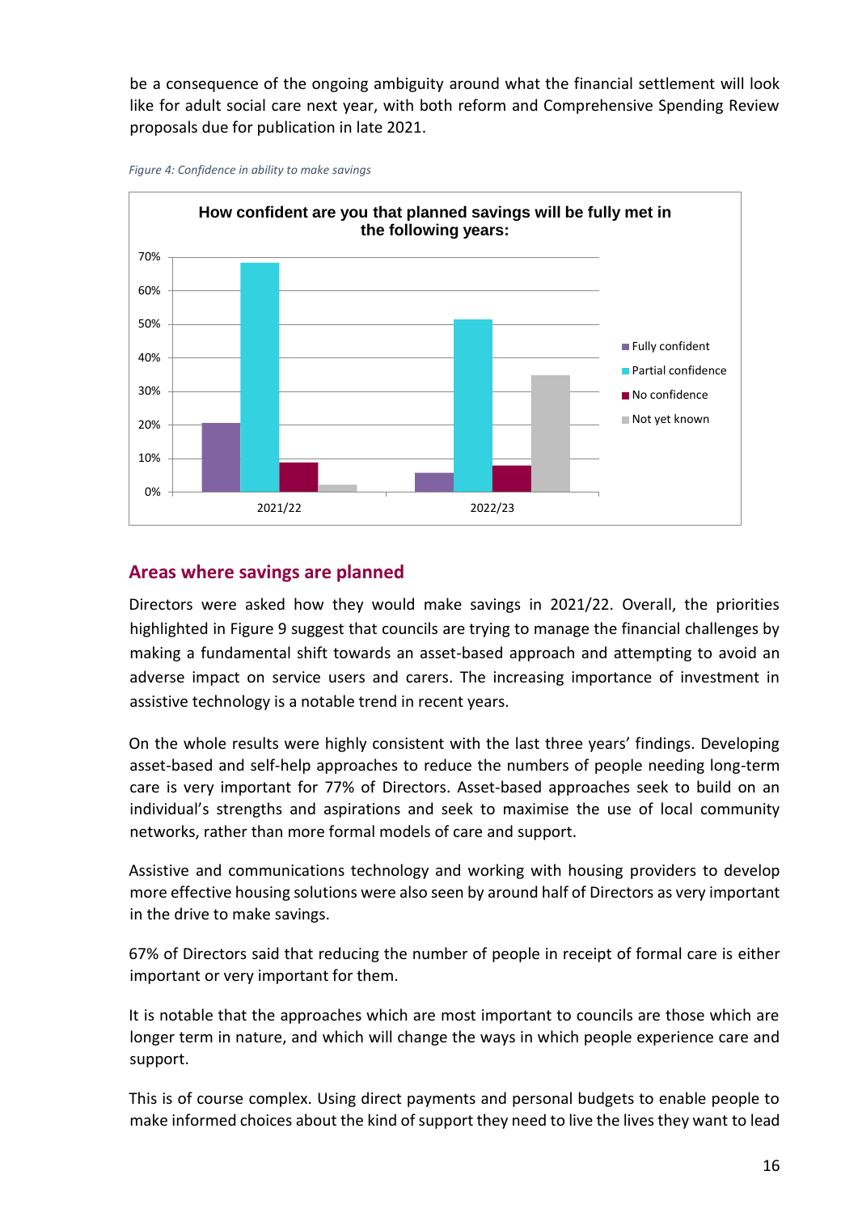be a consequence of the ongoing ambiguity around what the financial settlement will look like for adult social care next year, with both reform and Comprehensive Spending Review proposals due for publication in late 2021.

*Figure 4: Confidence in ability to make savings*

## Areas where savings are planned

Directors were asked how they would make savings in 2021/22. Overall, the priorities highlighted in Figure 9 suggest that councils are trying to manage the financial challenges by making a fundamental shift towards an asset-based approach and attempting to avoid an adverse impact on service users and carers. The increasing importance of investment in assistive technology is a notable trend in recent years.

On the whole results were highly consistent with the last three years' findings. Developing asset-based and self-help approaches to reduce the numbers of people needing long-term care is very important for 77% of Directors. Asset-based approaches seek to build on an individual's strengths and aspirations and seek to maximise the use of local community networks, rather than more formal models of care and support.

Assistive and communications technology and working with housing providers to develop more effective housing solutions were also seen by around half of Directors as very important in the drive to make savings.

67% of Directors said that reducing the number of people in receipt of formal care is either important or very important for them.

It is notable that the approaches which are most important to councils are those which are longer term in nature, and which will change the ways in which people experience care and support.

This is of course complex. Using direct payments and personal budgets to enable people to make informed choices about the kind of support they need to live the lives they want to lead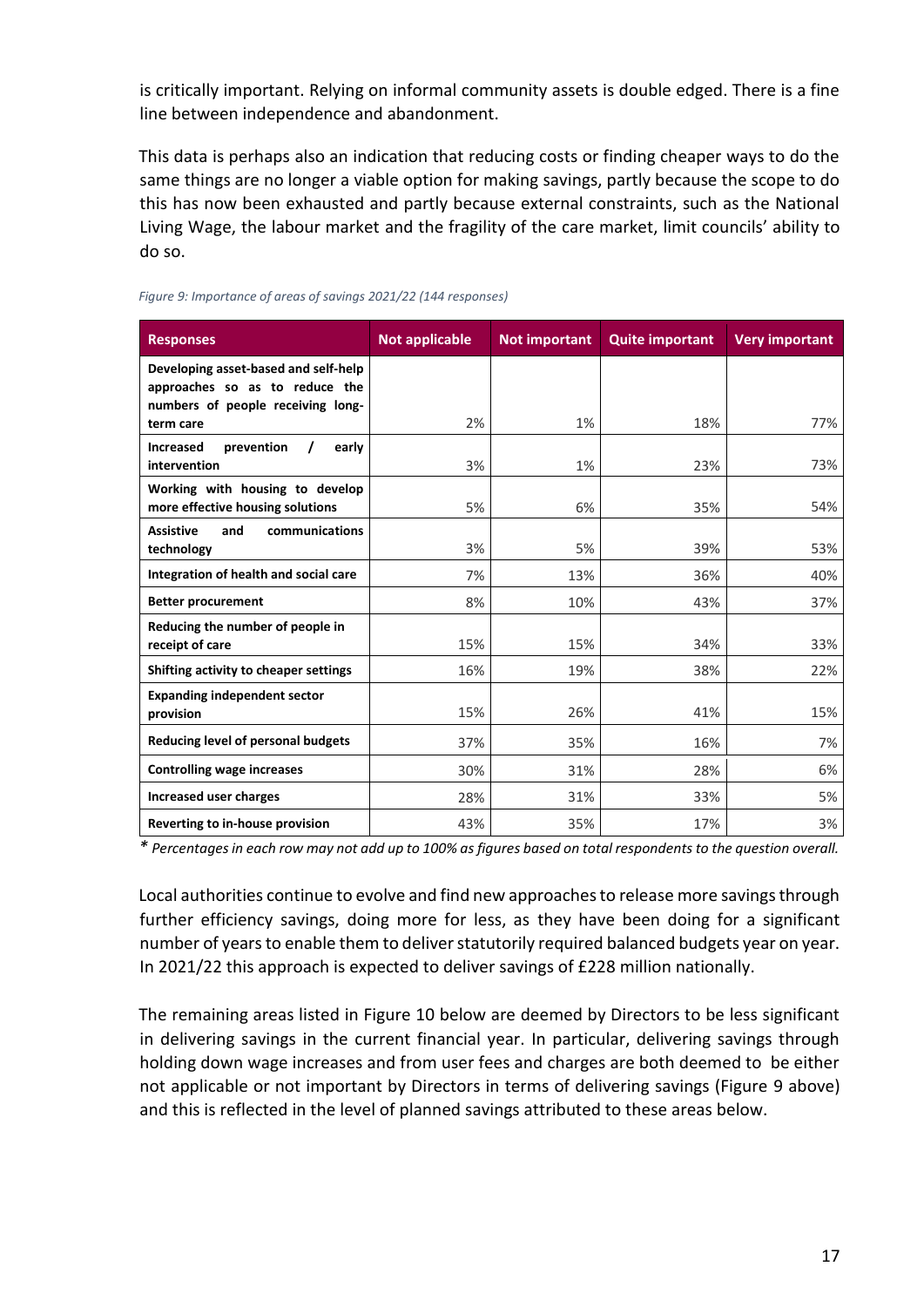is critically important. Relying on informal community assets is double edged. There is a fine line between independence and abandonment.

This data is perhaps also an indication that reducing costs or finding cheaper ways to do the same things are no longer a viable option for making savings, partly because the scope to do this has now been exhausted and partly because external constraints, such as the National Living Wage, the labour market and the fragility of the care market, limit councils' ability to do so.

*Figure 9: Importance of areas of savings 2021/22 (144 responses)*

| Responses | Not applicable | Not important | Quite important | Very important |
|---|---|---|---|---|
| **Developing asset-based and self-help approaches so as to reduce the numbers of people receiving long-term care** | 2% | 1% | 18% | 77% |
| **Increased prevention / early intervention** | 3% | 1% | 23% | 73% |
| **Working with housing to develop more effective housing solutions** | 5% | 6% | 35% | 54% |
| **Assistive and communications technology** | 3% | 5% | 39% | 53% |
| **Integration of health and social care** | 7% | 13% | 36% | 40% |
| **Better procurement** | 8% | 10% | 43% | 37% |
| **Reducing the number of people in receipt of care** | 15% | 15% | 34% | 33% |
| **Shifting activity to cheaper settings** | 16% | 19% | 38% | 22% |
| **Expanding independent sector provision** | 15% | 26% | 41% | 15% |
| **Reducing level of personal budgets** | 37% | 35% | 16% | 7% |
| **Controlling wage increases** | 30% | 31% | 28% | 6% |
| **Increased user charges** | 28% | 31% | 33% | 5% |
| **Reverting to in-house provision** | 43% | 35% | 17% | 3% |

*\* Percentages in each row may not add up to 100% as figures based on total respondents to the question overall.*

Local authorities continue to evolve and find new approaches to release more savings through further efficiency savings, doing more for less, as they have been doing for a significant number of years to enable them to deliver statutorily required balanced budgets year on year. In 2021/22 this approach is expected to deliver savings of £228 million nationally.

The remaining areas listed in Figure 10 below are deemed by Directors to be less significant in delivering savings in the current financial year. In particular, delivering savings through holding down wage increases and from user fees and charges are both deemed to be either not applicable or not important by Directors in terms of delivering savings (Figure 9 above) and this is reflected in the level of planned savings attributed to these areas below.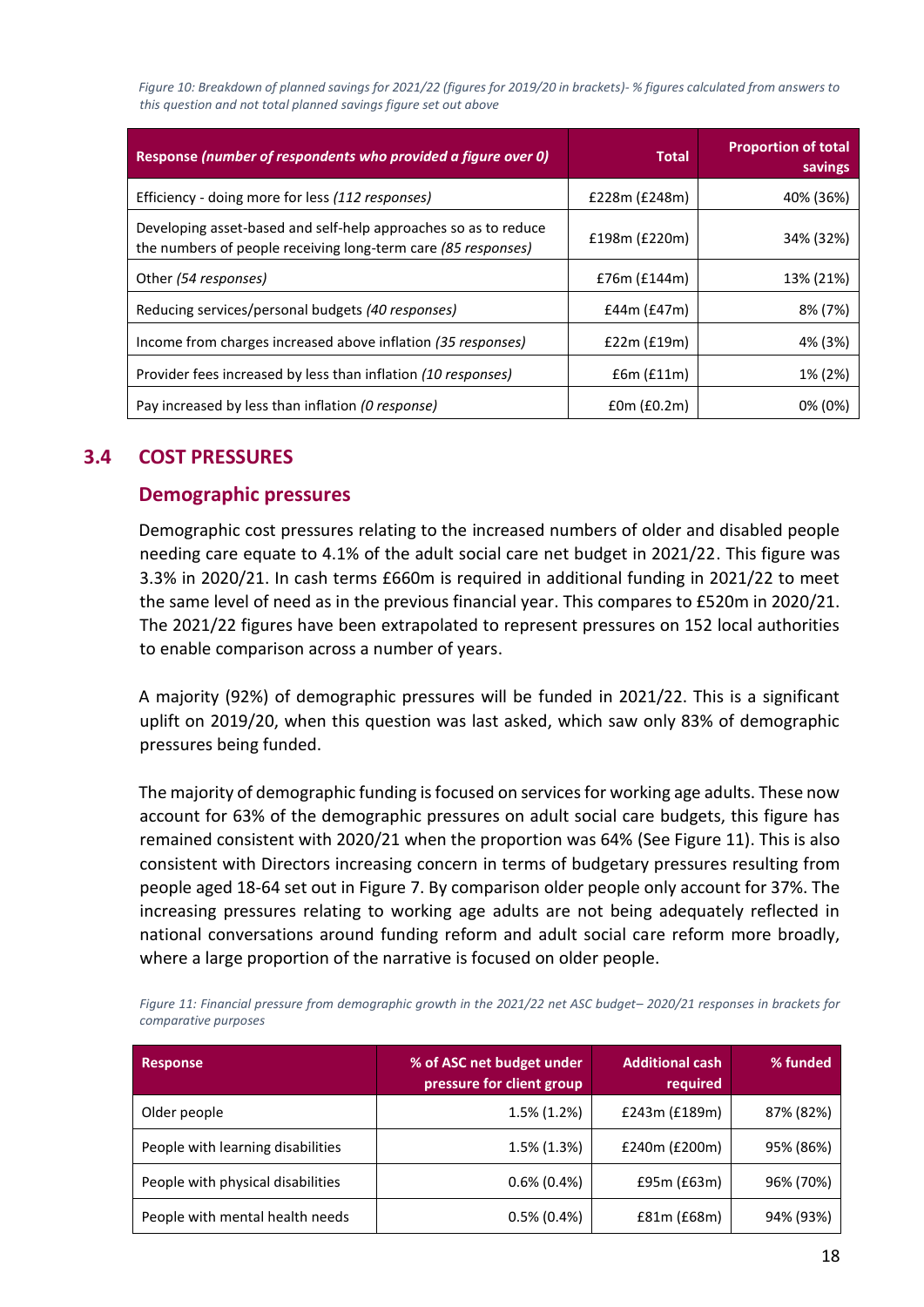*Figure 10: Breakdown of planned savings for 2021/22 (figures for 2019/20 in brackets)- % figures calculated from answers to this question and not total planned savings figure set out above*

| Response *(number of respondents who provided a figure over 0)* | Total | Proportion of total savings |
|---|---|---|
| Efficiency - doing more for less *(112 responses)* | £228m (£248m) | 40% (36%) |
| Developing asset-based and self-help approaches so as to reduce the numbers of people receiving long-term care *(85 responses)* | £198m (£220m) | 34% (32%) |
| Other *(54 responses)* | £76m (£144m) | 13% (21%) |
| Reducing services/personal budgets *(40 responses)* | £44m (£47m) | 8% (7%) |
| Income from charges increased above inflation *(35 responses)* | £22m (£19m) | 4% (3%) |
| Provider fees increased by less than inflation *(10 responses)* | £6m (£11m) | 1% (2%) |
| Pay increased by less than inflation *(0 response)* | £0m (£0.2m) | 0% (0%) |

## 3.4 COST PRESSURES

### Demographic pressures

Demographic cost pressures relating to the increased numbers of older and disabled people needing care equate to 4.1% of the adult social care net budget in 2021/22. This figure was 3.3% in 2020/21. In cash terms £660m is required in additional funding in 2021/22 to meet the same level of need as in the previous financial year. This compares to £520m in 2020/21. The 2021/22 figures have been extrapolated to represent pressures on 152 local authorities to enable comparison across a number of years.

A majority (92%) of demographic pressures will be funded in 2021/22. This is a significant uplift on 2019/20, when this question was last asked, which saw only 83% of demographic pressures being funded.

The majority of demographic funding is focused on services for working age adults. These now account for 63% of the demographic pressures on adult social care budgets, this figure has remained consistent with 2020/21 when the proportion was 64% (See Figure 11). This is also consistent with Directors increasing concern in terms of budgetary pressures resulting from people aged 18-64 set out in Figure 7. By comparison older people only account for 37%. The increasing pressures relating to working age adults are not being adequately reflected in national conversations around funding reform and adult social care reform more broadly, where a large proportion of the narrative is focused on older people.

*Figure 11: Financial pressure from demographic growth in the 2021/22 net ASC budget– 2020/21 responses in brackets for comparative purposes*

| Response | % of ASC net budget under pressure for client group | Additional cash required | % funded |
|---|---|---|---|
| Older people | 1.5% (1.2%) | £243m (£189m) | 87% (82%) |
| People with learning disabilities | 1.5% (1.3%) | £240m (£200m) | 95% (86%) |
| People with physical disabilities | 0.6% (0.4%) | £95m (£63m) | 96% (70%) |
| People with mental health needs | 0.5% (0.4%) | £81m (£68m) | 94% (93%) |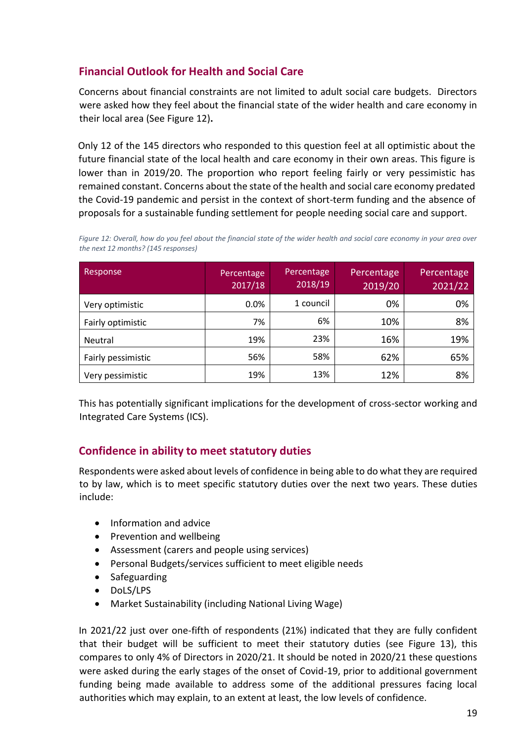## Financial Outlook for Health and Social Care

Concerns about financial constraints are not limited to adult social care budgets. Directors were asked how they feel about the financial state of the wider health and care economy in their local area (See Figure 12).

Only 12 of the 145 directors who responded to this question feel at all optimistic about the future financial state of the local health and care economy in their own areas. This figure is lower than in 2019/20. The proportion who report feeling fairly or very pessimistic has remained constant. Concerns about the state of the health and social care economy predated the Covid-19 pandemic and persist in the context of short-term funding and the absence of proposals for a sustainable funding settlement for people needing social care and support.

*Figure 12: Overall, how do you feel about the financial state of the wider health and social care economy in your area over the next 12 months? (145 responses)*

| Response | Percentage 2017/18 | Percentage 2018/19 | Percentage 2019/20 | Percentage 2021/22 |
|---|---|---|---|---|
| Very optimistic | 0.0% | 1 council | 0% | 0% |
| Fairly optimistic | 7% | 6% | 10% | 8% |
| Neutral | 19% | 23% | 16% | 19% |
| Fairly pessimistic | 56% | 58% | 62% | 65% |
| Very pessimistic | 19% | 13% | 12% | 8% |

This has potentially significant implications for the development of cross-sector working and Integrated Care Systems (ICS).

## Confidence in ability to meet statutory duties

Respondents were asked about levels of confidence in being able to do what they are required to by law, which is to meet specific statutory duties over the next two years. These duties include:

- Information and advice
- Prevention and wellbeing
- Assessment (carers and people using services)
- Personal Budgets/services sufficient to meet eligible needs
- Safeguarding
- DoLS/LPS
- Market Sustainability (including National Living Wage)

In 2021/22 just over one-fifth of respondents (21%) indicated that they are fully confident that their budget will be sufficient to meet their statutory duties (see Figure 13), this compares to only 4% of Directors in 2020/21. It should be noted in 2020/21 these questions were asked during the early stages of the onset of Covid-19, prior to additional government funding being made available to address some of the additional pressures facing local authorities which may explain, to an extent at least, the low levels of confidence.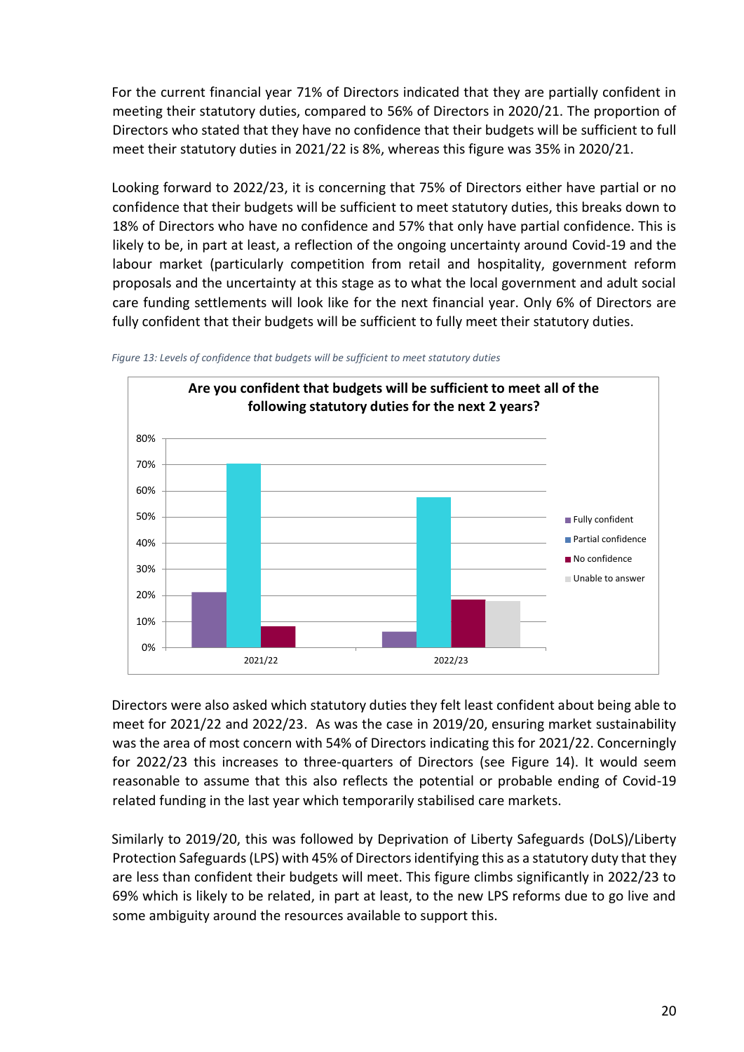For the current financial year 71% of Directors indicated that they are partially confident in meeting their statutory duties, compared to 56% of Directors in 2020/21. The proportion of Directors who stated that they have no confidence that their budgets will be sufficient to full meet their statutory duties in 2021/22 is 8%, whereas this figure was 35% in 2020/21.

Looking forward to 2022/23, it is concerning that 75% of Directors either have partial or no confidence that their budgets will be sufficient to meet statutory duties, this breaks down to 18% of Directors who have no confidence and 57% that only have partial confidence. This is likely to be, in part at least, a reflection of the ongoing uncertainty around Covid-19 and the labour market (particularly competition from retail and hospitality, government reform proposals and the uncertainty at this stage as to what the local government and adult social care funding settlements will look like for the next financial year. Only 6% of Directors are fully confident that their budgets will be sufficient to fully meet their statutory duties.

*Figure 13: Levels of confidence that budgets will be sufficient to meet statutory duties*

**Are you confident that budgets will be sufficient to meet all of the following statutory duties for the next 2 years?**

Directors were also asked which statutory duties they felt least confident about being able to meet for 2021/22 and 2022/23. As was the case in 2019/20, ensuring market sustainability was the area of most concern with 54% of Directors indicating this for 2021/22. Concerningly for 2022/23 this increases to three-quarters of Directors (see Figure 14). It would seem reasonable to assume that this also reflects the potential or probable ending of Covid-19 related funding in the last year which temporarily stabilised care markets.

Similarly to 2019/20, this was followed by Deprivation of Liberty Safeguards (DoLS)/Liberty Protection Safeguards (LPS) with 45% of Directors identifying this as a statutory duty that they are less than confident their budgets will meet. This figure climbs significantly in 2022/23 to 69% which is likely to be related, in part at least, to the new LPS reforms due to go live and some ambiguity around the resources available to support this.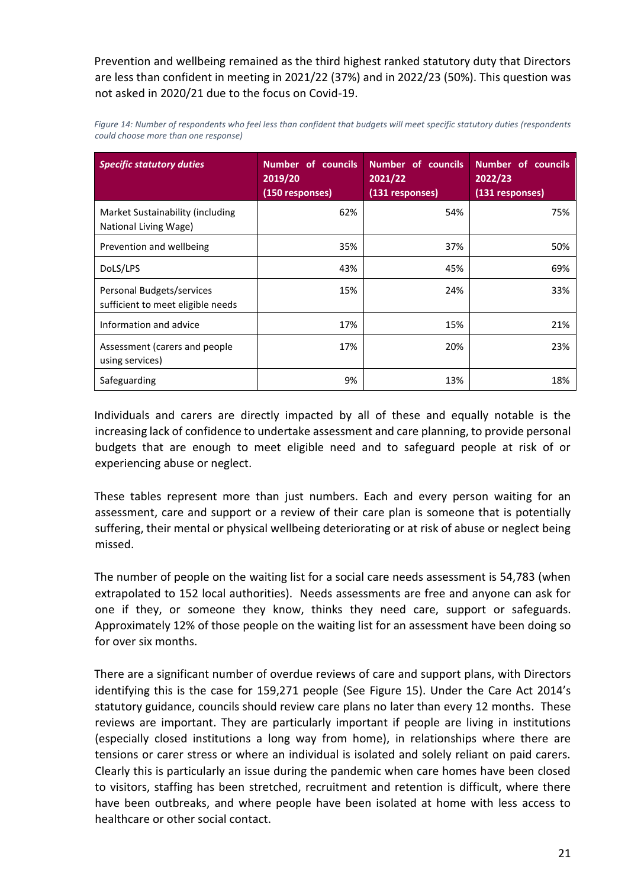Prevention and wellbeing remained as the third highest ranked statutory duty that Directors are less than confident in meeting in 2021/22 (37%) and in 2022/23 (50%). This question was not asked in 2020/21 due to the focus on Covid-19.

*Figure 14: Number of respondents who feel less than confident that budgets will meet specific statutory duties (respondents could choose more than one response)*

| ***Specific statutory duties*** | **Number of councils 2019/20 (150 responses)** | **Number of councils 2021/22 (131 responses)** | **Number of councils 2022/23 (131 responses)** |
|---|---|---|---|
| Market Sustainability (including National Living Wage) | 62% | 54% | 75% |
| Prevention and wellbeing | 35% | 37% | 50% |
| DoLS/LPS | 43% | 45% | 69% |
| Personal Budgets/services sufficient to meet eligible needs | 15% | 24% | 33% |
| Information and advice | 17% | 15% | 21% |
| Assessment (carers and people using services) | 17% | 20% | 23% |
| Safeguarding | 9% | 13% | 18% |

Individuals and carers are directly impacted by all of these and equally notable is the increasing lack of confidence to undertake assessment and care planning, to provide personal budgets that are enough to meet eligible need and to safeguard people at risk of or experiencing abuse or neglect.

These tables represent more than just numbers. Each and every person waiting for an assessment, care and support or a review of their care plan is someone that is potentially suffering, their mental or physical wellbeing deteriorating or at risk of abuse or neglect being missed.

The number of people on the waiting list for a social care needs assessment is 54,783 (when extrapolated to 152 local authorities). Needs assessments are free and anyone can ask for one if they, or someone they know, thinks they need care, support or safeguards. Approximately 12% of those people on the waiting list for an assessment have been doing so for over six months.

There are a significant number of overdue reviews of care and support plans, with Directors identifying this is the case for 159,271 people (See Figure 15). Under the Care Act 2014's statutory guidance, councils should review care plans no later than every 12 months. These reviews are important. They are particularly important if people are living in institutions (especially closed institutions a long way from home), in relationships where there are tensions or carer stress or where an individual is isolated and solely reliant on paid carers. Clearly this is particularly an issue during the pandemic when care homes have been closed to visitors, staffing has been stretched, recruitment and retention is difficult, where there have been outbreaks, and where people have been isolated at home with less access to healthcare or other social contact.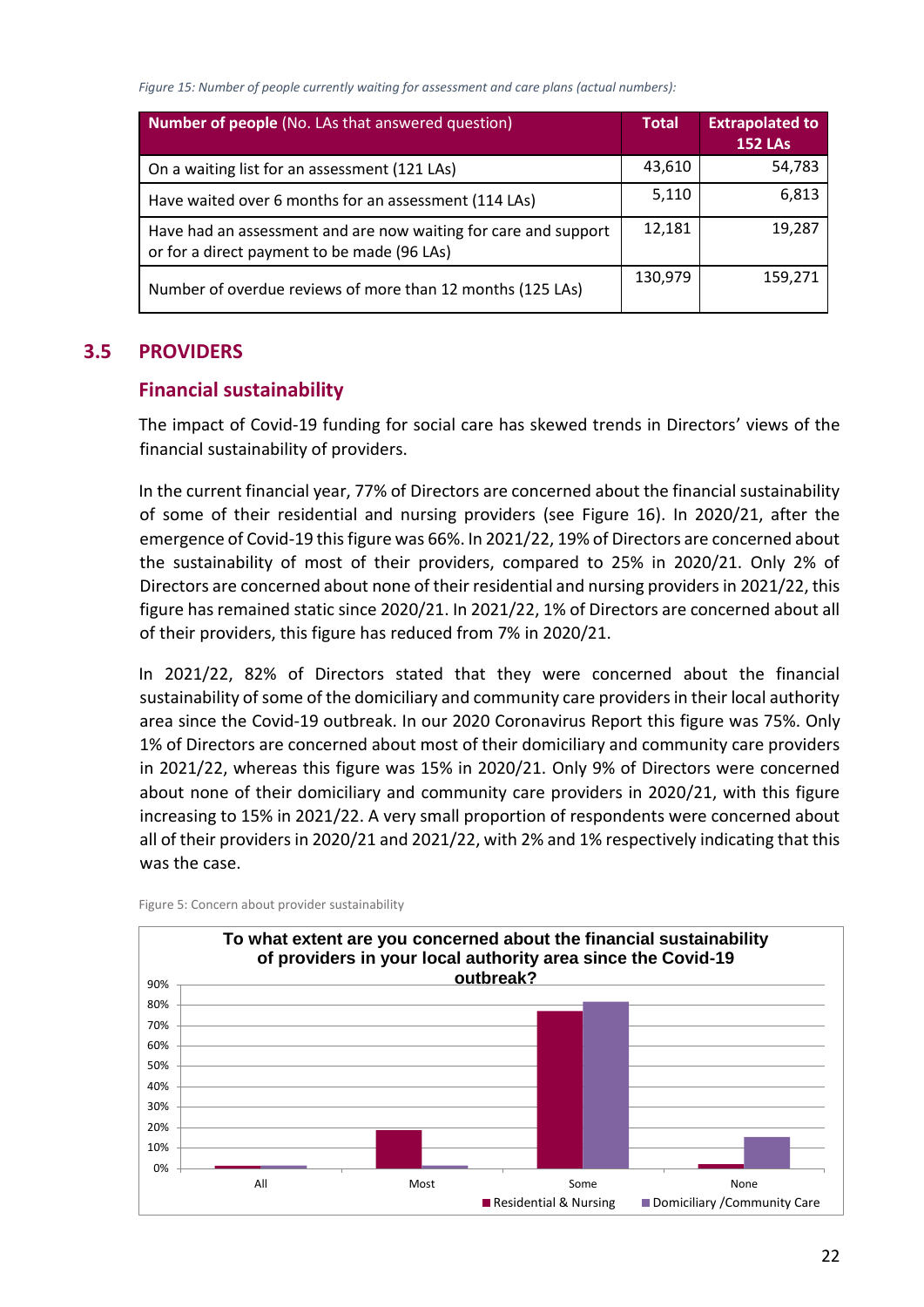*Figure 15: Number of people currently waiting for assessment and care plans (actual numbers):*

| **Number of people** (No. LAs that answered question) | **Total** | **Extrapolated to 152 LAs** |
|---|---|---|
| On a waiting list for an assessment (121 LAs) | 43,610 | 54,783 |
| Have waited over 6 months for an assessment (114 LAs) | 5,110 | 6,813 |
| Have had an assessment and are now waiting for care and support or for a direct payment to be made (96 LAs) | 12,181 | 19,287 |
| Number of overdue reviews of more than 12 months (125 LAs) | 130,979 | 159,271 |

## 3.5 PROVIDERS

### Financial sustainability

The impact of Covid-19 funding for social care has skewed trends in Directors' views of the financial sustainability of providers.

In the current financial year, 77% of Directors are concerned about the financial sustainability of some of their residential and nursing providers (see Figure 16). In 2020/21, after the emergence of Covid-19 this figure was 66%. In 2021/22, 19% of Directors are concerned about the sustainability of most of their providers, compared to 25% in 2020/21. Only 2% of Directors are concerned about none of their residential and nursing providers in 2021/22, this figure has remained static since 2020/21. In 2021/22, 1% of Directors are concerned about all of their providers, this figure has reduced from 7% in 2020/21.

In 2021/22, 82% of Directors stated that they were concerned about the financial sustainability of some of the domiciliary and community care providers in their local authority area since the Covid-19 outbreak. In our 2020 Coronavirus Report this figure was 75%. Only 1% of Directors are concerned about most of their domiciliary and community care providers in 2021/22, whereas this figure was 15% in 2020/21. Only 9% of Directors were concerned about none of their domiciliary and community care providers in 2020/21, with this figure increasing to 15% in 2021/22. A very small proportion of respondents were concerned about all of their providers in 2020/21 and 2021/22, with 2% and 1% respectively indicating that this was the case.

Figure 5: Concern about provider sustainability

**To what extent are you concerned about the financial sustainability of providers in your local authority area since the Covid-19 outbreak?**

| | Residential & Nursing | Domiciliary /Community Care |
|---|---|---|
| All | 1% | 1% |
| Most | 19% | 1% |
| Some | 77% | 82% |
| None | 2% | 15% |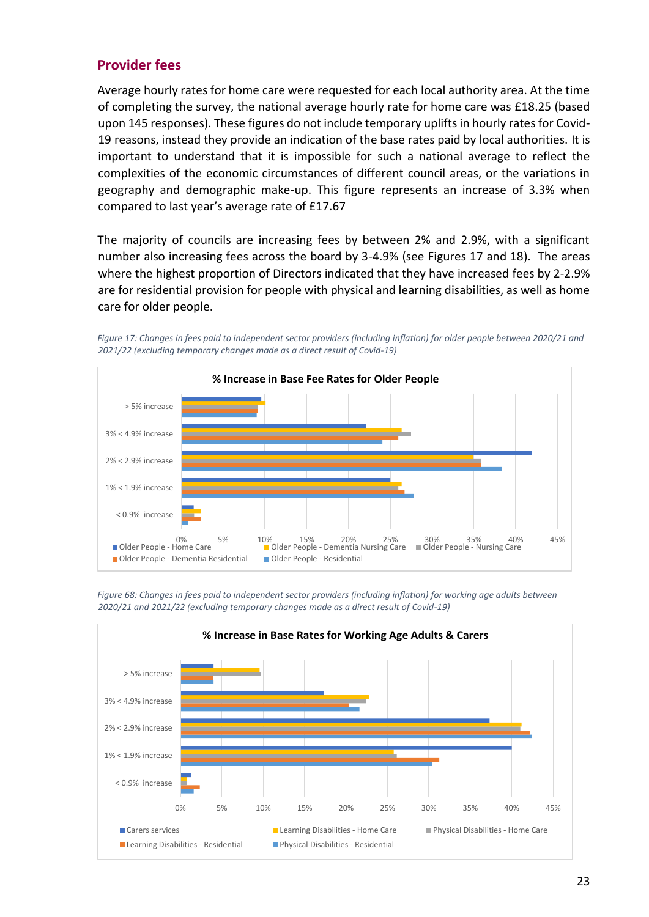## Provider fees

Average hourly rates for home care were requested for each local authority area. At the time of completing the survey, the national average hourly rate for home care was £18.25 (based upon 145 responses). These figures do not include temporary uplifts in hourly rates for Covid-19 reasons, instead they provide an indication of the base rates paid by local authorities. It is important to understand that it is impossible for such a national average to reflect the complexities of the economic circumstances of different council areas, or the variations in geography and demographic make-up. This figure represents an increase of 3.3% when compared to last year's average rate of £17.67

The majority of councils are increasing fees by between 2% and 2.9%, with a significant number also increasing fees across the board by 3-4.9% (see Figures 17 and 18). The areas where the highest proportion of Directors indicated that they have increased fees by 2-2.9% are for residential provision for people with physical and learning disabilities, as well as home care for older people.

*Figure 17: Changes in fees paid to independent sector providers (including inflation) for older people between 2020/21 and 2021/22 (excluding temporary changes made as a direct result of Covid-19)*

**% Increase in Base Fee Rates for Older People**

Categories: > 5% increase; 3% < 4.9% increase; 2% < 2.9% increase; 1% < 1.9% increase; < 0.9% increase

Series: Older People - Home Care; Older People - Dementia Nursing Care; Older People - Nursing Care; Older People - Dementia Residential; Older People - Residential

*Figure 68: Changes in fees paid to independent sector providers (including inflation) for working age adults between 2020/21 and 2021/22 (excluding temporary changes made as a direct result of Covid-19)*

**% Increase in Base Rates for Working Age Adults & Carers**

Categories: > 5% increase; 3% < 4.9% increase; 2% < 2.9% increase; 1% < 1.9% increase; < 0.9% increase

Series: Carers services; Learning Disabilities - Home Care; Physical Disabilities - Home Care; Learning Disabilities - Residential; Physical Disabilities - Residential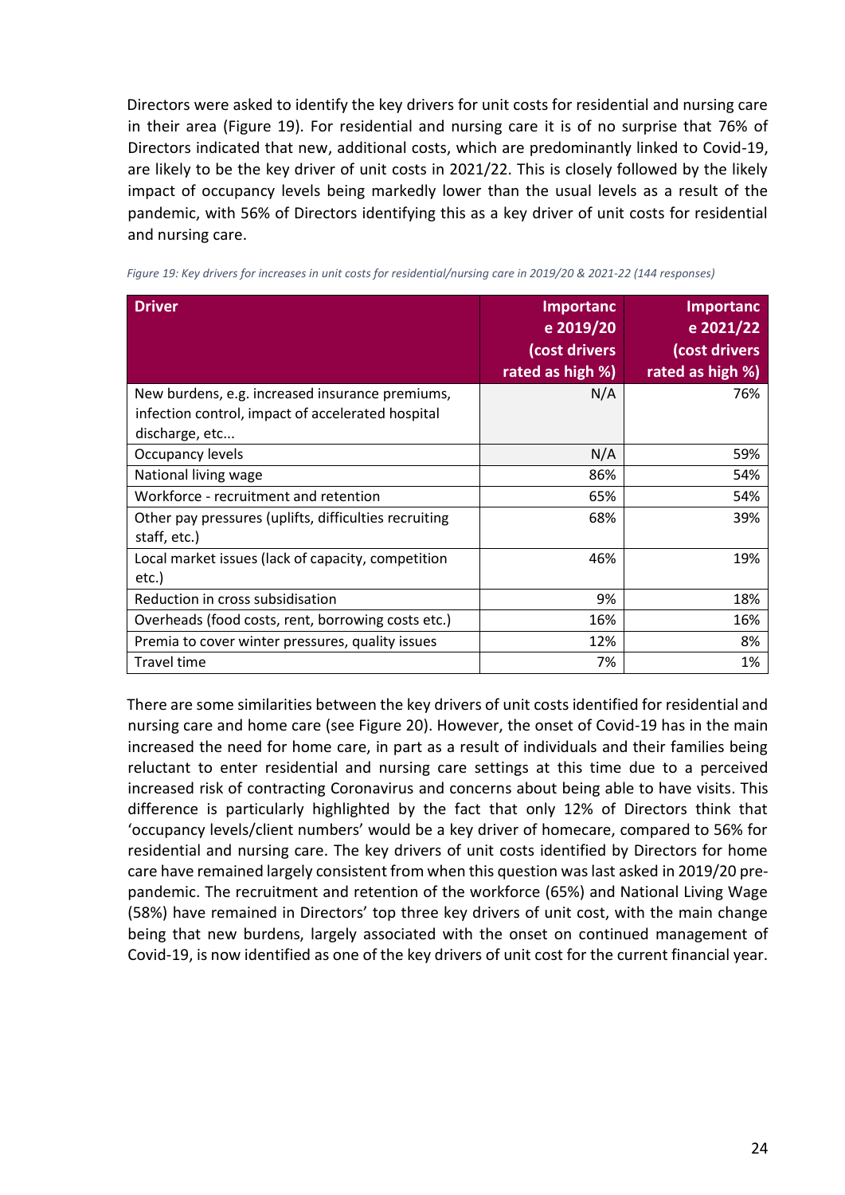Directors were asked to identify the key drivers for unit costs for residential and nursing care in their area (Figure 19). For residential and nursing care it is of no surprise that 76% of Directors indicated that new, additional costs, which are predominantly linked to Covid-19, are likely to be the key driver of unit costs in 2021/22. This is closely followed by the likely impact of occupancy levels being markedly lower than the usual levels as a result of the pandemic, with 56% of Directors identifying this as a key driver of unit costs for residential and nursing care.

*Figure 19: Key drivers for increases in unit costs for residential/nursing care in 2019/20 & 2021-22 (144 responses)*

| Driver | Importance 2019/20 (cost drivers rated as high %) | Importance 2021/22 (cost drivers rated as high %) |
|---|---|---|
| New burdens, e.g. increased insurance premiums, infection control, impact of accelerated hospital discharge, etc... | N/A | 76% |
| Occupancy levels | N/A | 59% |
| National living wage | 86% | 54% |
| Workforce - recruitment and retention | 65% | 54% |
| Other pay pressures (uplifts, difficulties recruiting staff, etc.) | 68% | 39% |
| Local market issues (lack of capacity, competition etc.) | 46% | 19% |
| Reduction in cross subsidisation | 9% | 18% |
| Overheads (food costs, rent, borrowing costs etc.) | 16% | 16% |
| Premia to cover winter pressures, quality issues | 12% | 8% |
| Travel time | 7% | 1% |

There are some similarities between the key drivers of unit costs identified for residential and nursing care and home care (see Figure 20). However, the onset of Covid-19 has in the main increased the need for home care, in part as a result of individuals and their families being reluctant to enter residential and nursing care settings at this time due to a perceived increased risk of contracting Coronavirus and concerns about being able to have visits. This difference is particularly highlighted by the fact that only 12% of Directors think that 'occupancy levels/client numbers' would be a key driver of homecare, compared to 56% for residential and nursing care. The key drivers of unit costs identified by Directors for home care have remained largely consistent from when this question was last asked in 2019/20 pre-pandemic. The recruitment and retention of the workforce (65%) and National Living Wage (58%) have remained in Directors' top three key drivers of unit cost, with the main change being that new burdens, largely associated with the onset on continued management of Covid-19, is now identified as one of the key drivers of unit cost for the current financial year.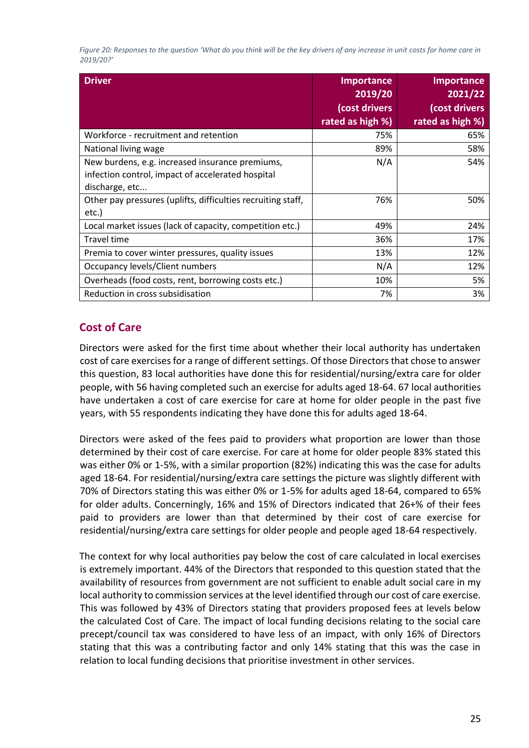*Figure 20: Responses to the question 'What do you think will be the key drivers of any increase in unit costs for home care in 2019/20?'*

| Driver | Importance 2019/20 (cost drivers rated as high %) | Importance 2021/22 (cost drivers rated as high %) |
|---|---|---|
| Workforce - recruitment and retention | 75% | 65% |
| National living wage | 89% | 58% |
| New burdens, e.g. increased insurance premiums, infection control, impact of accelerated hospital discharge, etc... | N/A | 54% |
| Other pay pressures (uplifts, difficulties recruiting staff, etc.) | 76% | 50% |
| Local market issues (lack of capacity, competition etc.) | 49% | 24% |
| Travel time | 36% | 17% |
| Premia to cover winter pressures, quality issues | 13% | 12% |
| Occupancy levels/Client numbers | N/A | 12% |
| Overheads (food costs, rent, borrowing costs etc.) | 10% | 5% |
| Reduction in cross subsidisation | 7% | 3% |

## Cost of Care

Directors were asked for the first time about whether their local authority has undertaken cost of care exercises for a range of different settings. Of those Directors that chose to answer this question, 83 local authorities have done this for residential/nursing/extra care for older people, with 56 having completed such an exercise for adults aged 18-64. 67 local authorities have undertaken a cost of care exercise for care at home for older people in the past five years, with 55 respondents indicating they have done this for adults aged 18-64.

Directors were asked of the fees paid to providers what proportion are lower than those determined by their cost of care exercise. For care at home for older people 83% stated this was either 0% or 1-5%, with a similar proportion (82%) indicating this was the case for adults aged 18-64. For residential/nursing/extra care settings the picture was slightly different with 70% of Directors stating this was either 0% or 1-5% for adults aged 18-64, compared to 65% for older adults. Concerningly, 16% and 15% of Directors indicated that 26+% of their fees paid to providers are lower than that determined by their cost of care exercise for residential/nursing/extra care settings for older people and people aged 18-64 respectively.

The context for why local authorities pay below the cost of care calculated in local exercises is extremely important. 44% of the Directors that responded to this question stated that the availability of resources from government are not sufficient to enable adult social care in my local authority to commission services at the level identified through our cost of care exercise. This was followed by 43% of Directors stating that providers proposed fees at levels below the calculated Cost of Care. The impact of local funding decisions relating to the social care precept/council tax was considered to have less of an impact, with only 16% of Directors stating that this was a contributing factor and only 14% stating that this was the case in relation to local funding decisions that prioritise investment in other services.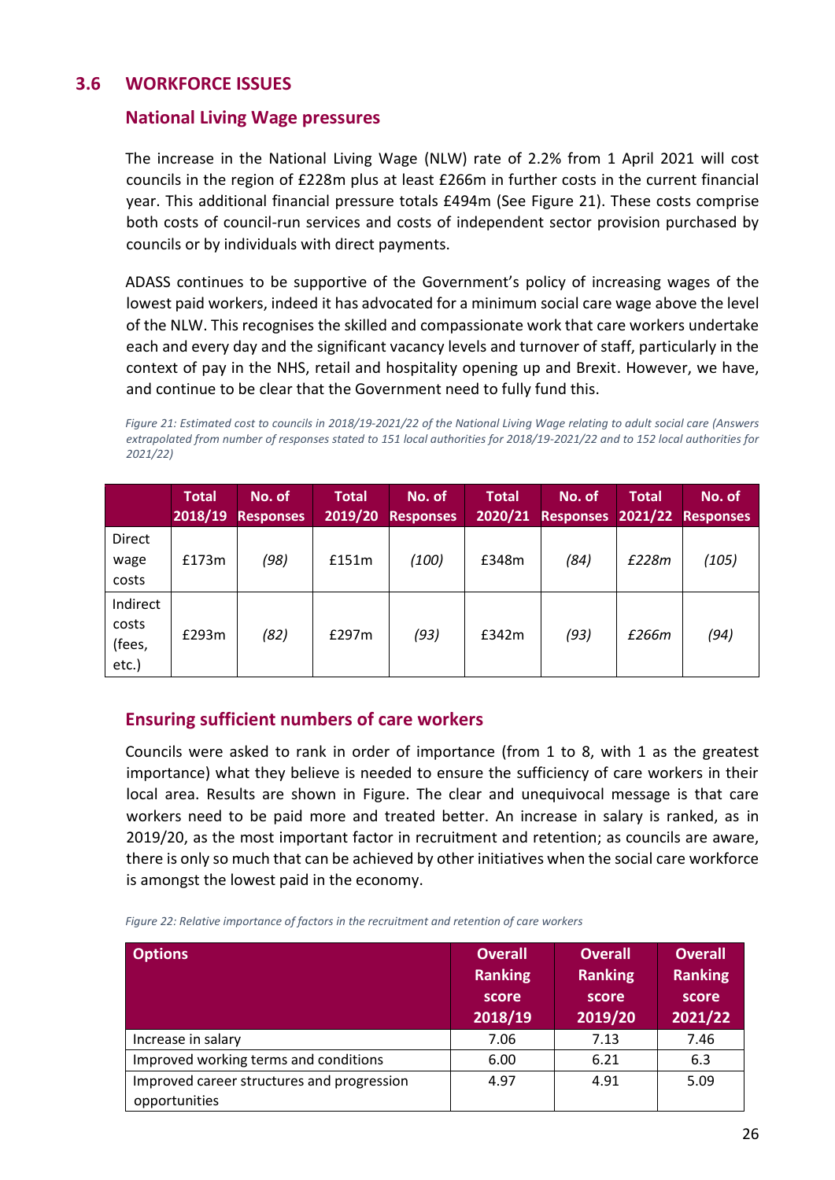## 3.6 WORKFORCE ISSUES

### National Living Wage pressures

The increase in the National Living Wage (NLW) rate of 2.2% from 1 April 2021 will cost councils in the region of £228m plus at least £266m in further costs in the current financial year. This additional financial pressure totals £494m (See Figure 21). These costs comprise both costs of council-run services and costs of independent sector provision purchased by councils or by individuals with direct payments.

ADASS continues to be supportive of the Government's policy of increasing wages of the lowest paid workers, indeed it has advocated for a minimum social care wage above the level of the NLW. This recognises the skilled and compassionate work that care workers undertake each and every day and the significant vacancy levels and turnover of staff, particularly in the context of pay in the NHS, retail and hospitality opening up and Brexit. However, we have, and continue to be clear that the Government need to fully fund this.

*Figure 21: Estimated cost to councils in 2018/19-2021/22 of the National Living Wage relating to adult social care (Answers extrapolated from number of responses stated to 151 local authorities for 2018/19-2021/22 and to 152 local authorities for 2021/22)*

| | Total 2018/19 | No. of Responses | Total 2019/20 | No. of Responses | Total 2020/21 | No. of Responses | Total 2021/22 | No. of Responses |
|---|---|---|---|---|---|---|---|---|
| Direct wage costs | £173m | *(98)* | £151m | *(100)* | £348m | *(84)* | *£228m* | *(105)* |
| Indirect costs (fees, etc.) | £293m | *(82)* | £297m | *(93)* | £342m | *(93)* | *£266m* | *(94)* |

### Ensuring sufficient numbers of care workers

Councils were asked to rank in order of importance (from 1 to 8, with 1 as the greatest importance) what they believe is needed to ensure the sufficiency of care workers in their local area. Results are shown in Figure. The clear and unequivocal message is that care workers need to be paid more and treated better. An increase in salary is ranked, as in 2019/20, as the most important factor in recruitment and retention; as councils are aware, there is only so much that can be achieved by other initiatives when the social care workforce is amongst the lowest paid in the economy.

*Figure 22: Relative importance of factors in the recruitment and retention of care workers*

| Options | Overall Ranking score 2018/19 | Overall Ranking score 2019/20 | Overall Ranking score 2021/22 |
|---|---|---|---|
| Increase in salary | 7.06 | 7.13 | 7.46 |
| Improved working terms and conditions | 6.00 | 6.21 | 6.3 |
| Improved career structures and progression opportunities | 4.97 | 4.91 | 5.09 |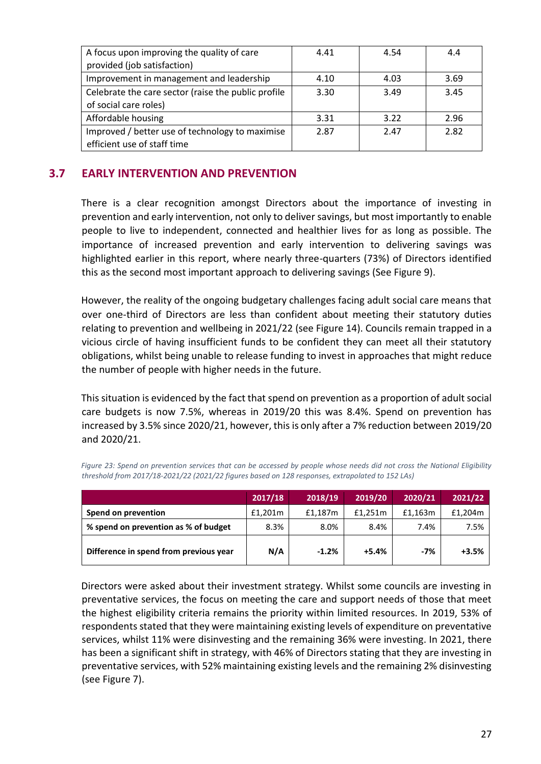| A focus upon improving the quality of care provided (job satisfaction) | 4.41 | 4.54 | 4.4 |
|---|---|---|---|
| Improvement in management and leadership | 4.10 | 4.03 | 3.69 |
| Celebrate the care sector (raise the public profile of social care roles) | 3.30 | 3.49 | 3.45 |
| Affordable housing | 3.31 | 3.22 | 2.96 |
| Improved / better use of technology to maximise efficient use of staff time | 2.87 | 2.47 | 2.82 |

## 3.7 EARLY INTERVENTION AND PREVENTION

There is a clear recognition amongst Directors about the importance of investing in prevention and early intervention, not only to deliver savings, but most importantly to enable people to live to independent, connected and healthier lives for as long as possible. The importance of increased prevention and early intervention to delivering savings was highlighted earlier in this report, where nearly three-quarters (73%) of Directors identified this as the second most important approach to delivering savings (See Figure 9).

However, the reality of the ongoing budgetary challenges facing adult social care means that over one-third of Directors are less than confident about meeting their statutory duties relating to prevention and wellbeing in 2021/22 (see Figure 14). Councils remain trapped in a vicious circle of having insufficient funds to be confident they can meet all their statutory obligations, whilst being unable to release funding to invest in approaches that might reduce the number of people with higher needs in the future.

This situation is evidenced by the fact that spend on prevention as a proportion of adult social care budgets is now 7.5%, whereas in 2019/20 this was 8.4%. Spend on prevention has increased by 3.5% since 2020/21, however, this is only after a 7% reduction between 2019/20 and 2020/21.

*Figure 23: Spend on prevention services that can be accessed by people whose needs did not cross the National Eligibility threshold from 2017/18-2021/22 (2021/22 figures based on 128 responses, extrapolated to 152 LAs)*

| | 2017/18 | 2018/19 | 2019/20 | 2020/21 | 2021/22 |
|---|---|---|---|---|---|
| **Spend on prevention** | £1,201m | £1,187m | £1,251m | £1,163m | £1,204m |
| **% spend on prevention as % of budget** | 8.3% | 8.0% | 8.4% | 7.4% | 7.5% |
| **Difference in spend from previous year** | **N/A** | **-1.2%** | **+5.4%** | **-7%** | **+3.5%** |

Directors were asked about their investment strategy. Whilst some councils are investing in preventative services, the focus on meeting the care and support needs of those that meet the highest eligibility criteria remains the priority within limited resources. In 2019, 53% of respondents stated that they were maintaining existing levels of expenditure on preventative services, whilst 11% were disinvesting and the remaining 36% were investing. In 2021, there has been a significant shift in strategy, with 46% of Directors stating that they are investing in preventative services, with 52% maintaining existing levels and the remaining 2% disinvesting (see Figure 7).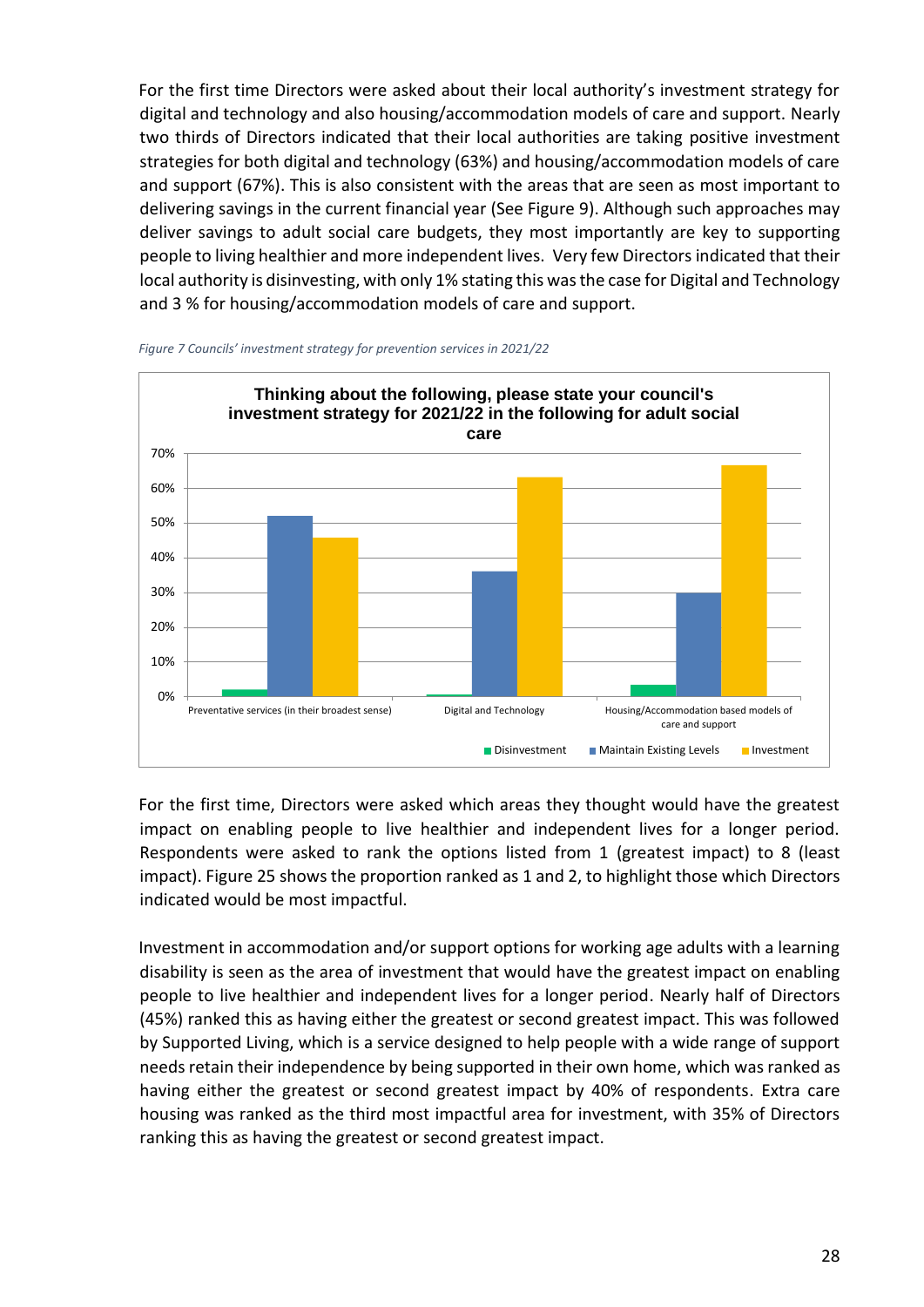For the first time Directors were asked about their local authority's investment strategy for digital and technology and also housing/accommodation models of care and support. Nearly two thirds of Directors indicated that their local authorities are taking positive investment strategies for both digital and technology (63%) and housing/accommodation models of care and support (67%). This is also consistent with the areas that are seen as most important to delivering savings in the current financial year (See Figure 9). Although such approaches may deliver savings to adult social care budgets, they most importantly are key to supporting people to living healthier and more independent lives. Very few Directors indicated that their local authority is disinvesting, with only 1% stating this was the case for Digital and Technology and 3 % for housing/accommodation models of care and support.

*Figure 7 Councils' investment strategy for prevention services in 2021/22*

For the first time, Directors were asked which areas they thought would have the greatest impact on enabling people to live healthier and independent lives for a longer period. Respondents were asked to rank the options listed from 1 (greatest impact) to 8 (least impact). Figure 25 shows the proportion ranked as 1 and 2, to highlight those which Directors indicated would be most impactful.

Investment in accommodation and/or support options for working age adults with a learning disability is seen as the area of investment that would have the greatest impact on enabling people to live healthier and independent lives for a longer period. Nearly half of Directors (45%) ranked this as having either the greatest or second greatest impact. This was followed by Supported Living, which is a service designed to help people with a wide range of support needs retain their independence by being supported in their own home, which was ranked as having either the greatest or second greatest impact by 40% of respondents. Extra care housing was ranked as the third most impactful area for investment, with 35% of Directors ranking this as having the greatest or second greatest impact.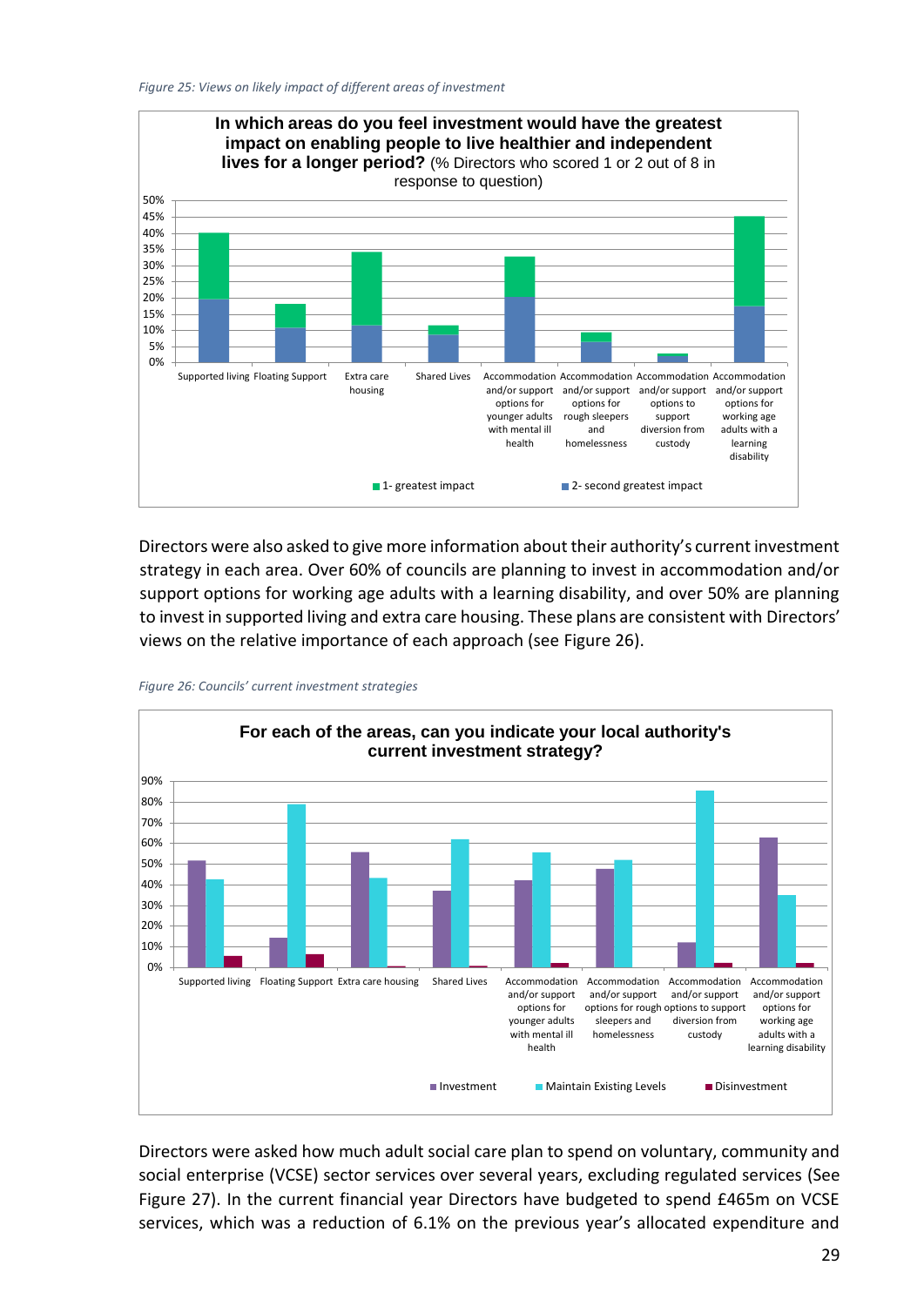*Figure 25: Views on likely impact of different areas of investment*

**In which areas do you feel investment would have the greatest impact on enabling people to live healthier and independent lives for a longer period?** (% Directors who scored 1 or 2 out of 8 in response to question)

Directors were also asked to give more information about their authority's current investment strategy in each area. Over 60% of councils are planning to invest in accommodation and/or support options for working age adults with a learning disability, and over 50% are planning to invest in supported living and extra care housing. These plans are consistent with Directors' views on the relative importance of each approach (see Figure 26).

*Figure 26: Councils' current investment strategies*

**For each of the areas, can you indicate your local authority's current investment strategy?**

Directors were asked how much adult social care plan to spend on voluntary, community and social enterprise (VCSE) sector services over several years, excluding regulated services (See Figure 27). In the current financial year Directors have budgeted to spend £465m on VCSE services, which was a reduction of 6.1% on the previous year's allocated expenditure and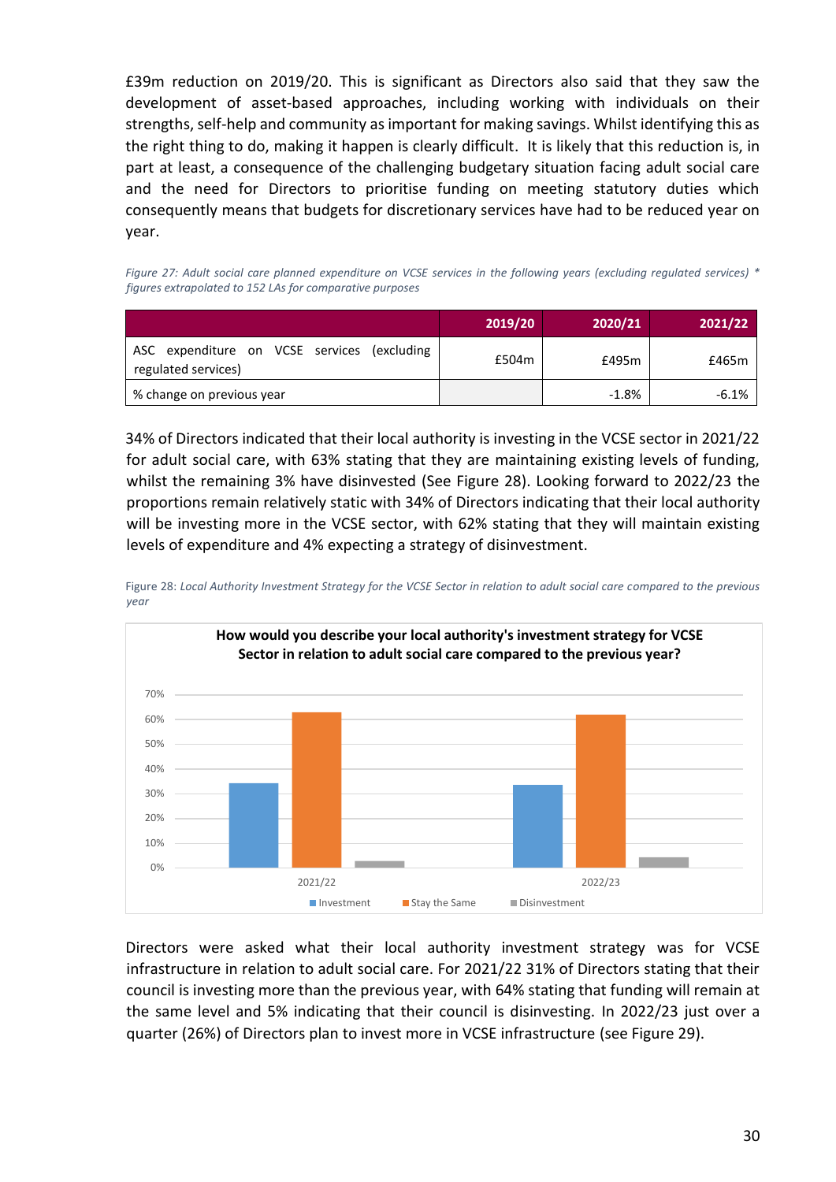£39m reduction on 2019/20. This is significant as Directors also said that they saw the development of asset-based approaches, including working with individuals on their strengths, self-help and community as important for making savings. Whilst identifying this as the right thing to do, making it happen is clearly difficult. It is likely that this reduction is, in part at least, a consequence of the challenging budgetary situation facing adult social care and the need for Directors to prioritise funding on meeting statutory duties which consequently means that budgets for discretionary services have had to be reduced year on year.

*Figure 27: Adult social care planned expenditure on VCSE services in the following years (excluding regulated services) * figures extrapolated to 152 LAs for comparative purposes*

| | 2019/20 | 2020/21 | 2021/22 |
|---|---|---|---|
| ASC expenditure on VCSE services (excluding regulated services) | £504m | £495m | £465m |
| % change on previous year | | -1.8% | -6.1% |

34% of Directors indicated that their local authority is investing in the VCSE sector in 2021/22 for adult social care, with 63% stating that they are maintaining existing levels of funding, whilst the remaining 3% have disinvested (See Figure 28). Looking forward to 2022/23 the proportions remain relatively static with 34% of Directors indicating that their local authority will be investing more in the VCSE sector, with 62% stating that they will maintain existing levels of expenditure and 4% expecting a strategy of disinvestment.

Figure 28: *Local Authority Investment Strategy for the VCSE Sector in relation to adult social care compared to the previous year*

**How would you describe your local authority's investment strategy for VCSE Sector in relation to adult social care compared to the previous year?**

Directors were asked what their local authority investment strategy was for VCSE infrastructure in relation to adult social care. For 2021/22 31% of Directors stating that their council is investing more than the previous year, with 64% stating that funding will remain at the same level and 5% indicating that their council is disinvesting. In 2022/23 just over a quarter (26%) of Directors plan to invest more in VCSE infrastructure (see Figure 29).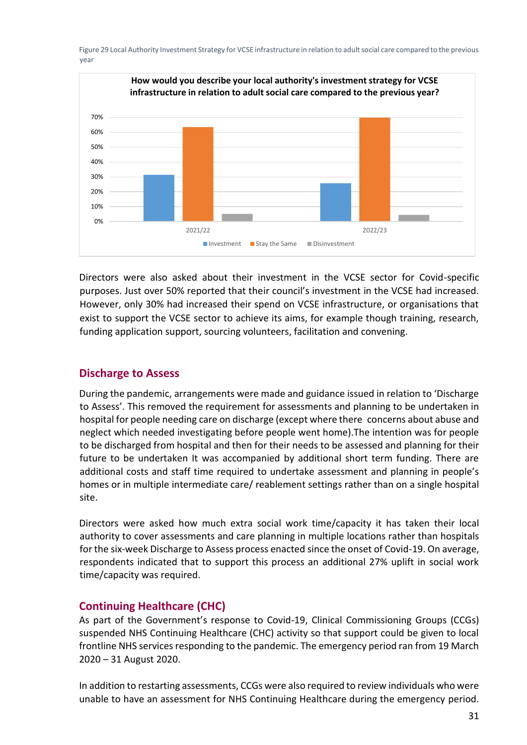Figure 29 Local Authority Investment Strategy for VCSE infrastructure in relation to adult social care compared to the previous year

**How would you describe your local authority's investment strategy for VCSE infrastructure in relation to adult social care compared to the previous year?**

| | Investment | Stay the Same | Disinvestment |
|---|---|---|---|
| 2021/22 | ~31% | ~63% | ~5% |
| 2022/23 | ~25% | ~70% | ~4% |

Directors were also asked about their investment in the VCSE sector for Covid-specific purposes. Just over 50% reported that their council's investment in the VCSE had increased. However, only 30% had increased their spend on VCSE infrastructure, or organisations that exist to support the VCSE sector to achieve its aims, for example though training, research, funding application support, sourcing volunteers, facilitation and convening.

## Discharge to Assess

During the pandemic, arrangements were made and guidance issued in relation to 'Discharge to Assess'. This removed the requirement for assessments and planning to be undertaken in hospital for people needing care on discharge (except where there concerns about abuse and neglect which needed investigating before people went home).The intention was for people to be discharged from hospital and then for their needs to be assessed and planning for their future to be undertaken It was accompanied by additional short term funding. There are additional costs and staff time required to undertake assessment and planning in people's homes or in multiple intermediate care/ reablement settings rather than on a single hospital site.

Directors were asked how much extra social work time/capacity it has taken their local authority to cover assessments and care planning in multiple locations rather than hospitals for the six-week Discharge to Assess process enacted since the onset of Covid-19. On average, respondents indicated that to support this process an additional 27% uplift in social work time/capacity was required.

## Continuing Healthcare (CHC)

As part of the Government's response to Covid-19, Clinical Commissioning Groups (CCGs) suspended NHS Continuing Healthcare (CHC) activity so that support could be given to local frontline NHS services responding to the pandemic. The emergency period ran from 19 March 2020 – 31 August 2020.

In addition to restarting assessments, CCGs were also required to review individuals who were unable to have an assessment for NHS Continuing Healthcare during the emergency period.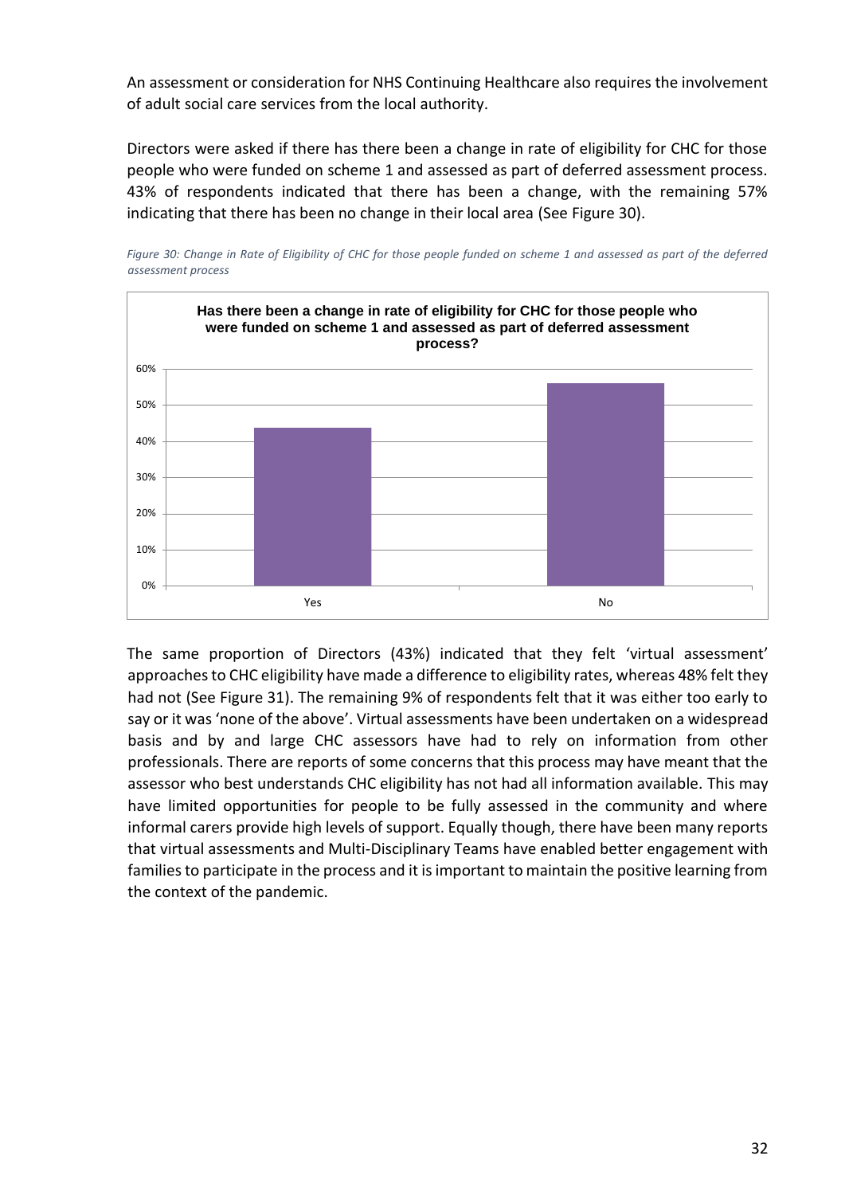An assessment or consideration for NHS Continuing Healthcare also requires the involvement of adult social care services from the local authority.

Directors were asked if there has there been a change in rate of eligibility for CHC for those people who were funded on scheme 1 and assessed as part of deferred assessment process. 43% of respondents indicated that there has been a change, with the remaining 57% indicating that there has been no change in their local area (See Figure 30).

*Figure 30: Change in Rate of Eligibility of CHC for those people funded on scheme 1 and assessed as part of the deferred assessment process*

**Has there been a change in rate of eligibility for CHC for those people who were funded on scheme 1 and assessed as part of deferred assessment process?**

| Response | Percentage |
|---|---|
| Yes | 43% |
| No | 57% |

The same proportion of Directors (43%) indicated that they felt 'virtual assessment' approaches to CHC eligibility have made a difference to eligibility rates, whereas 48% felt they had not (See Figure 31). The remaining 9% of respondents felt that it was either too early to say or it was 'none of the above'. Virtual assessments have been undertaken on a widespread basis and by and large CHC assessors have had to rely on information from other professionals. There are reports of some concerns that this process may have meant that the assessor who best understands CHC eligibility has not had all information available. This may have limited opportunities for people to be fully assessed in the community and where informal carers provide high levels of support. Equally though, there have been many reports that virtual assessments and Multi-Disciplinary Teams have enabled better engagement with families to participate in the process and it is important to maintain the positive learning from the context of the pandemic.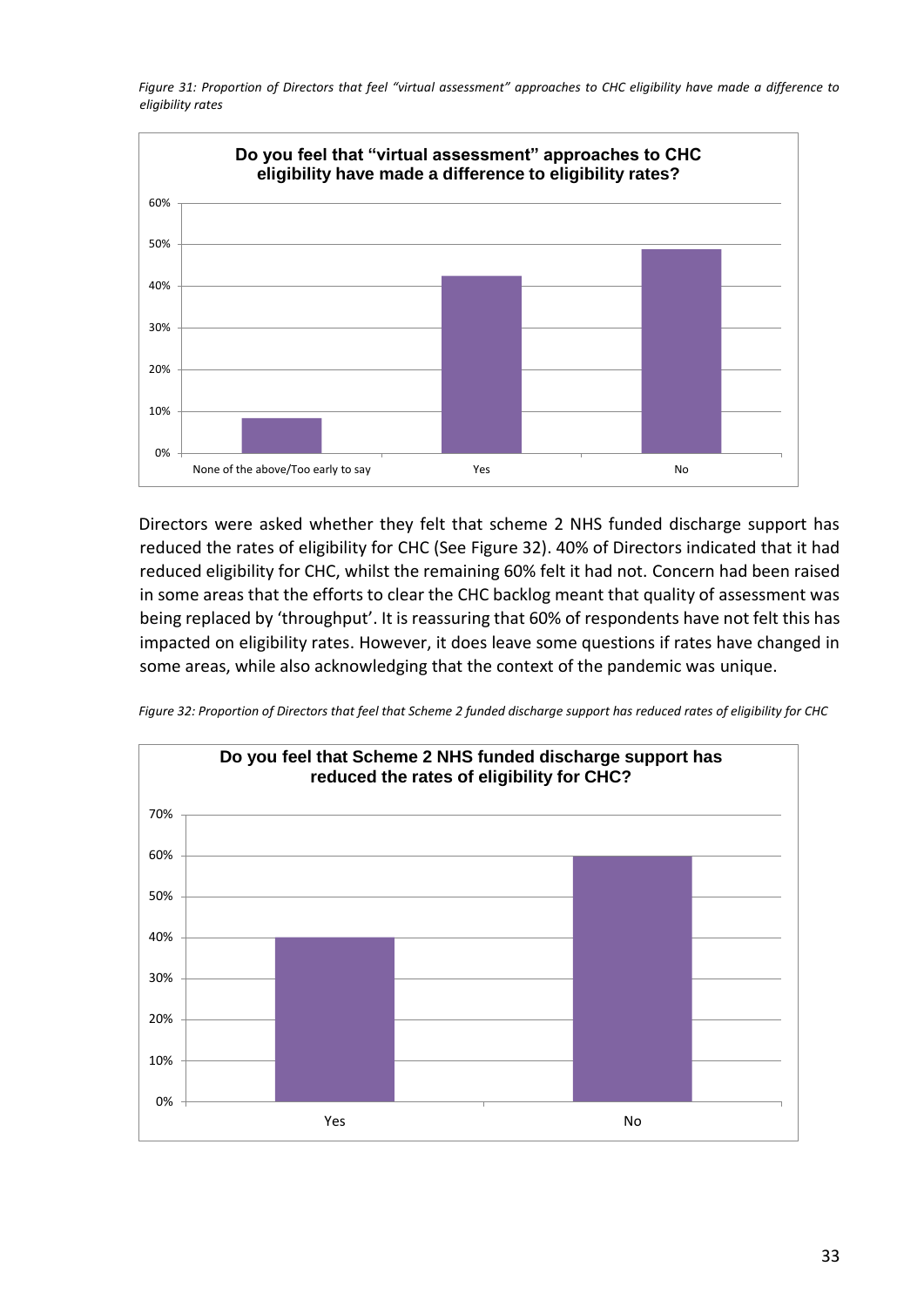*Figure 31: Proportion of Directors that feel "virtual assessment" approaches to CHC eligibility have made a difference to eligibility rates*

**Do you feel that "virtual assessment" approaches to CHC eligibility have made a difference to eligibility rates?**

| Response | Approximate proportion |
|---|---|
| None of the above/Too early to say | ~8% |
| Yes | ~42% |
| No | ~49% |

Directors were asked whether they felt that scheme 2 NHS funded discharge support has reduced the rates of eligibility for CHC (See Figure 32). 40% of Directors indicated that it had reduced eligibility for CHC, whilst the remaining 60% felt it had not. Concern had been raised in some areas that the efforts to clear the CHC backlog meant that quality of assessment was being replaced by 'throughput'. It is reassuring that 60% of respondents have not felt this has impacted on eligibility rates. However, it does leave some questions if rates have changed in some areas, while also acknowledging that the context of the pandemic was unique.

*Figure 32: Proportion of Directors that feel that Scheme 2 funded discharge support has reduced rates of eligibility for CHC*

**Do you feel that Scheme 2 NHS funded discharge support has reduced the rates of eligibility for CHC?**

| Response | Approximate proportion |
|---|---|
| Yes | 40% |
| No | 60% |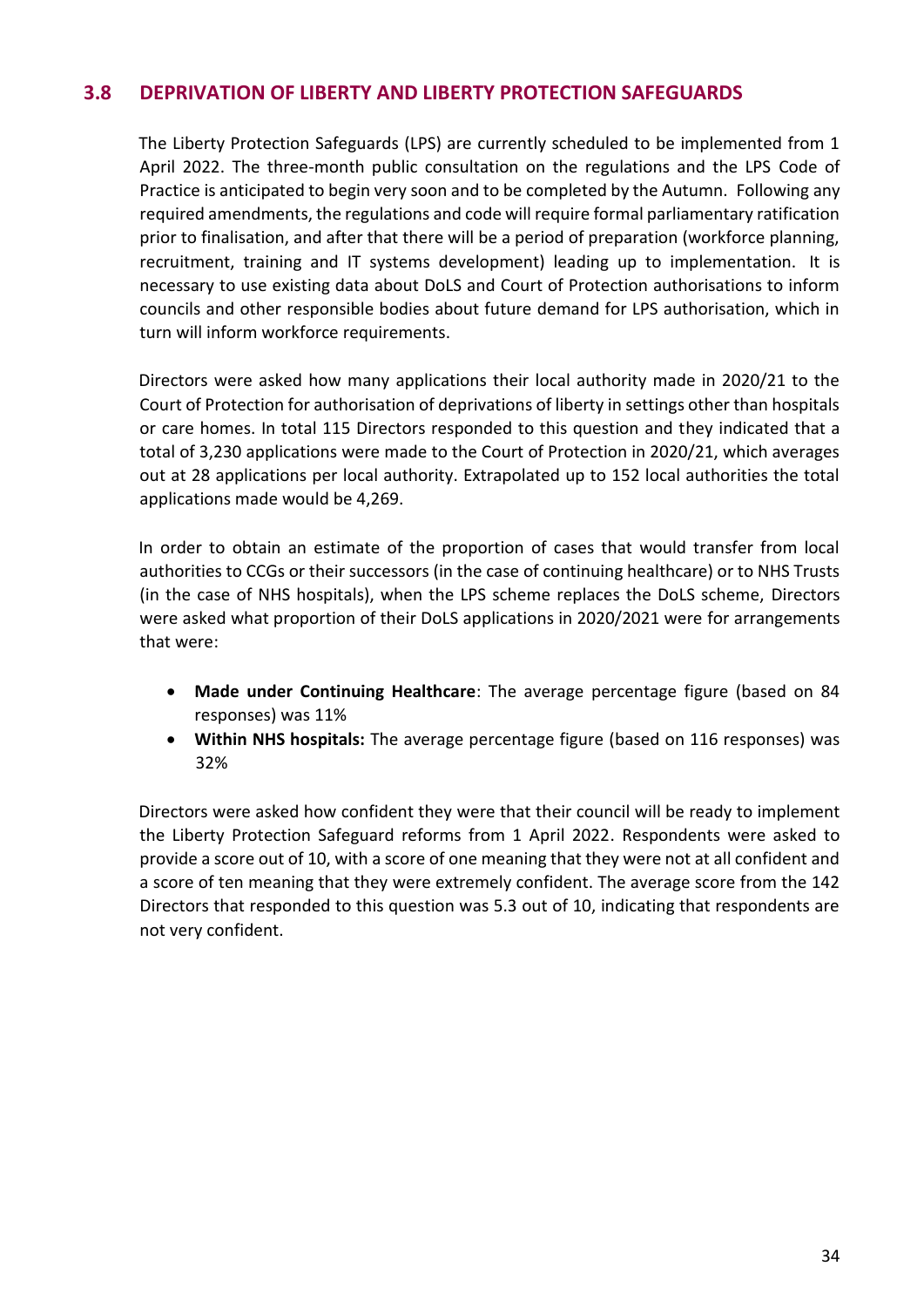## 3.8 DEPRIVATION OF LIBERTY AND LIBERTY PROTECTION SAFEGUARDS

The Liberty Protection Safeguards (LPS) are currently scheduled to be implemented from 1 April 2022. The three-month public consultation on the regulations and the LPS Code of Practice is anticipated to begin very soon and to be completed by the Autumn. Following any required amendments, the regulations and code will require formal parliamentary ratification prior to finalisation, and after that there will be a period of preparation (workforce planning, recruitment, training and IT systems development) leading up to implementation. It is necessary to use existing data about DoLS and Court of Protection authorisations to inform councils and other responsible bodies about future demand for LPS authorisation, which in turn will inform workforce requirements.

Directors were asked how many applications their local authority made in 2020/21 to the Court of Protection for authorisation of deprivations of liberty in settings other than hospitals or care homes. In total 115 Directors responded to this question and they indicated that a total of 3,230 applications were made to the Court of Protection in 2020/21, which averages out at 28 applications per local authority. Extrapolated up to 152 local authorities the total applications made would be 4,269.

In order to obtain an estimate of the proportion of cases that would transfer from local authorities to CCGs or their successors (in the case of continuing healthcare) or to NHS Trusts (in the case of NHS hospitals), when the LPS scheme replaces the DoLS scheme, Directors were asked what proportion of their DoLS applications in 2020/2021 were for arrangements that were:

- **Made under Continuing Healthcare**: The average percentage figure (based on 84 responses) was 11%
- **Within NHS hospitals:** The average percentage figure (based on 116 responses) was 32%

Directors were asked how confident they were that their council will be ready to implement the Liberty Protection Safeguard reforms from 1 April 2022. Respondents were asked to provide a score out of 10, with a score of one meaning that they were not at all confident and a score of ten meaning that they were extremely confident. The average score from the 142 Directors that responded to this question was 5.3 out of 10, indicating that respondents are not very confident.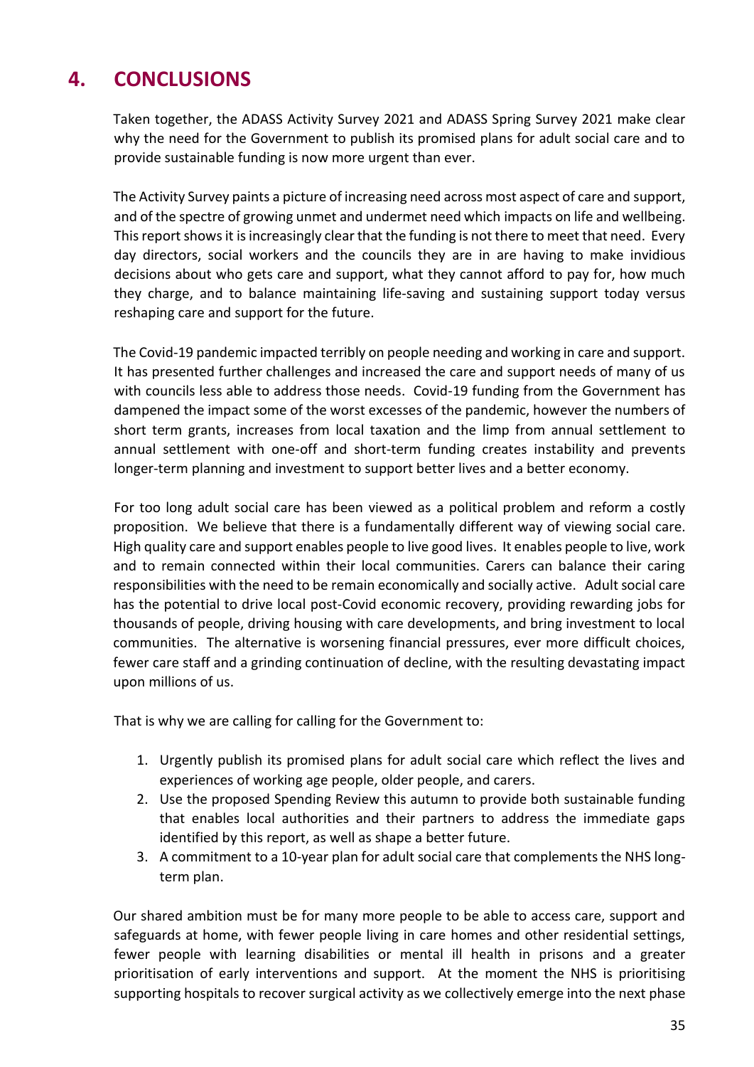# 4. CONCLUSIONS

Taken together, the ADASS Activity Survey 2021 and ADASS Spring Survey 2021 make clear why the need for the Government to publish its promised plans for adult social care and to provide sustainable funding is now more urgent than ever.

The Activity Survey paints a picture of increasing need across most aspect of care and support, and of the spectre of growing unmet and undermet need which impacts on life and wellbeing. This report shows it is increasingly clear that the funding is not there to meet that need. Every day directors, social workers and the councils they are in are having to make invidious decisions about who gets care and support, what they cannot afford to pay for, how much they charge, and to balance maintaining life-saving and sustaining support today versus reshaping care and support for the future.

The Covid-19 pandemic impacted terribly on people needing and working in care and support. It has presented further challenges and increased the care and support needs of many of us with councils less able to address those needs. Covid-19 funding from the Government has dampened the impact some of the worst excesses of the pandemic, however the numbers of short term grants, increases from local taxation and the limp from annual settlement to annual settlement with one-off and short-term funding creates instability and prevents longer-term planning and investment to support better lives and a better economy.

For too long adult social care has been viewed as a political problem and reform a costly proposition. We believe that there is a fundamentally different way of viewing social care. High quality care and support enables people to live good lives. It enables people to live, work and to remain connected within their local communities. Carers can balance their caring responsibilities with the need to be remain economically and socially active. Adult social care has the potential to drive local post-Covid economic recovery, providing rewarding jobs for thousands of people, driving housing with care developments, and bring investment to local communities. The alternative is worsening financial pressures, ever more difficult choices, fewer care staff and a grinding continuation of decline, with the resulting devastating impact upon millions of us.

That is why we are calling for calling for the Government to:

1. Urgently publish its promised plans for adult social care which reflect the lives and experiences of working age people, older people, and carers.
2. Use the proposed Spending Review this autumn to provide both sustainable funding that enables local authorities and their partners to address the immediate gaps identified by this report, as well as shape a better future.
3. A commitment to a 10-year plan for adult social care that complements the NHS long-term plan.

Our shared ambition must be for many more people to be able to access care, support and safeguards at home, with fewer people living in care homes and other residential settings, fewer people with learning disabilities or mental ill health in prisons and a greater prioritisation of early interventions and support. At the moment the NHS is prioritising supporting hospitals to recover surgical activity as we collectively emerge into the next phase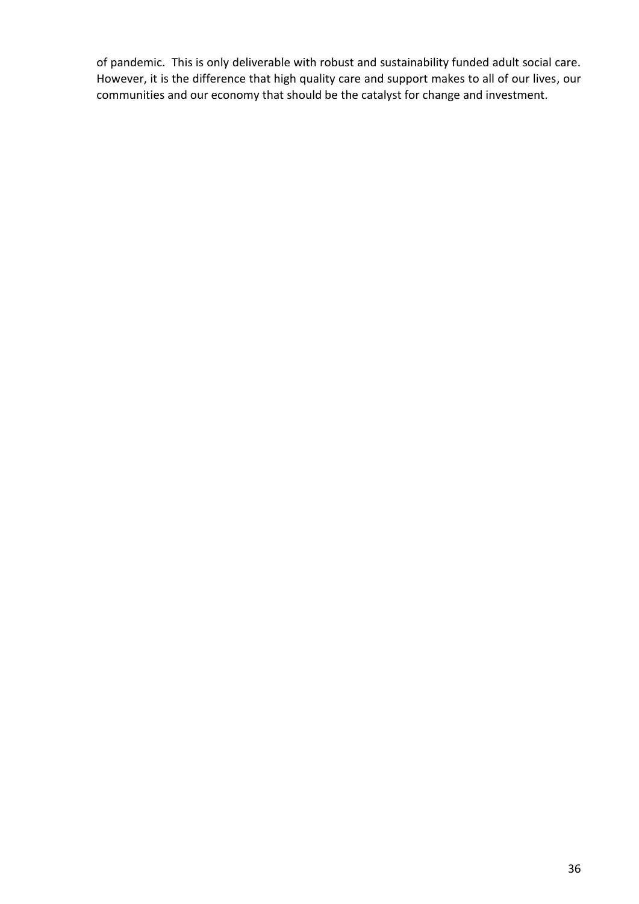of pandemic. This is only deliverable with robust and sustainability funded adult social care. However, it is the difference that high quality care and support makes to all of our lives, our communities and our economy that should be the catalyst for change and investment.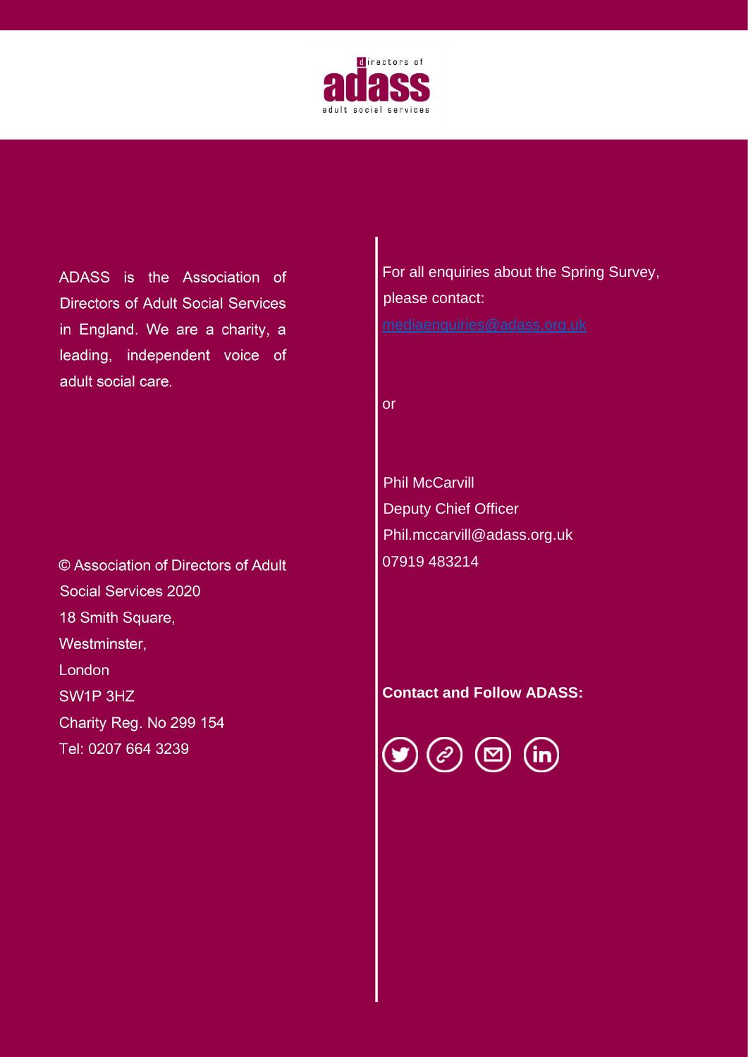directors of adass adult social services

ADASS is the Association of Directors of Adult Social Services in England. We are a charity, a leading, independent voice of adult social care.

© Association of Directors of Adult Social Services 2020
18 Smith Square,
Westminster,
London
SW1P 3HZ
Charity Reg. No 299 154
Tel: 0207 664 3239

For all enquiries about the Spring Survey, please contact:
mediaenquiries@adass.org.uk

or

Phil McCarvill
Deputy Chief Officer
Phil.mccarvill@adass.org.uk
07919 483214

**Contact and Follow ADASS:**